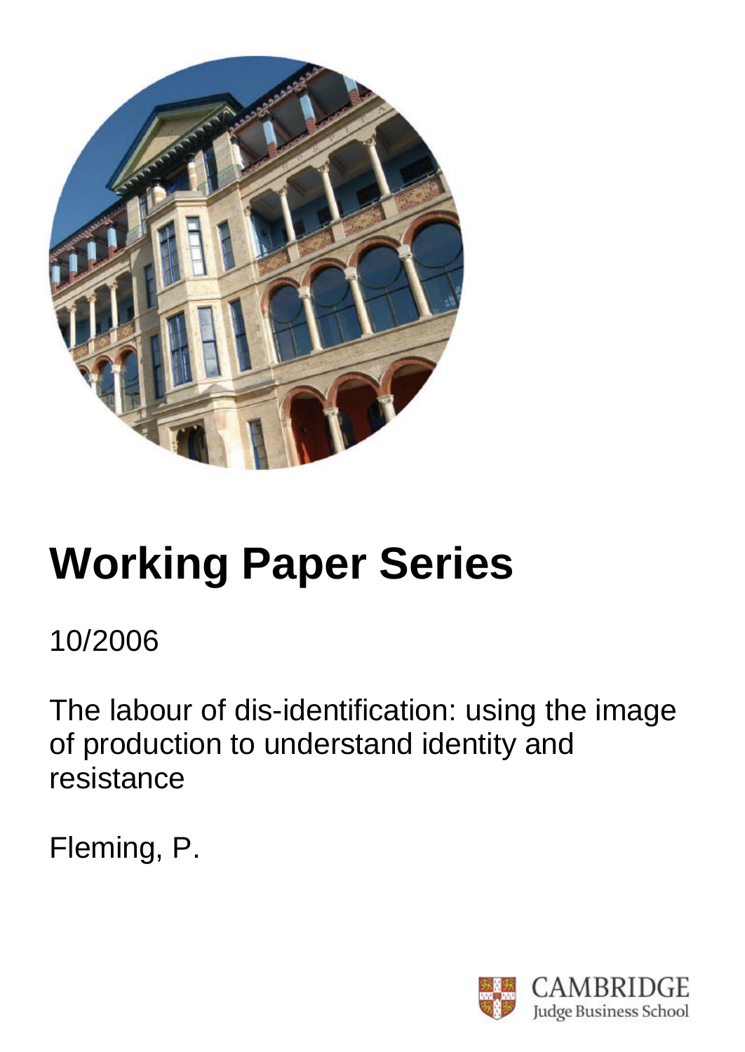# Working Paper Series

10/2006

The labour of dis-identification: using the image of production to understand identity and resistance

Fleming, P.

CAMBRIDGE
Judge Business School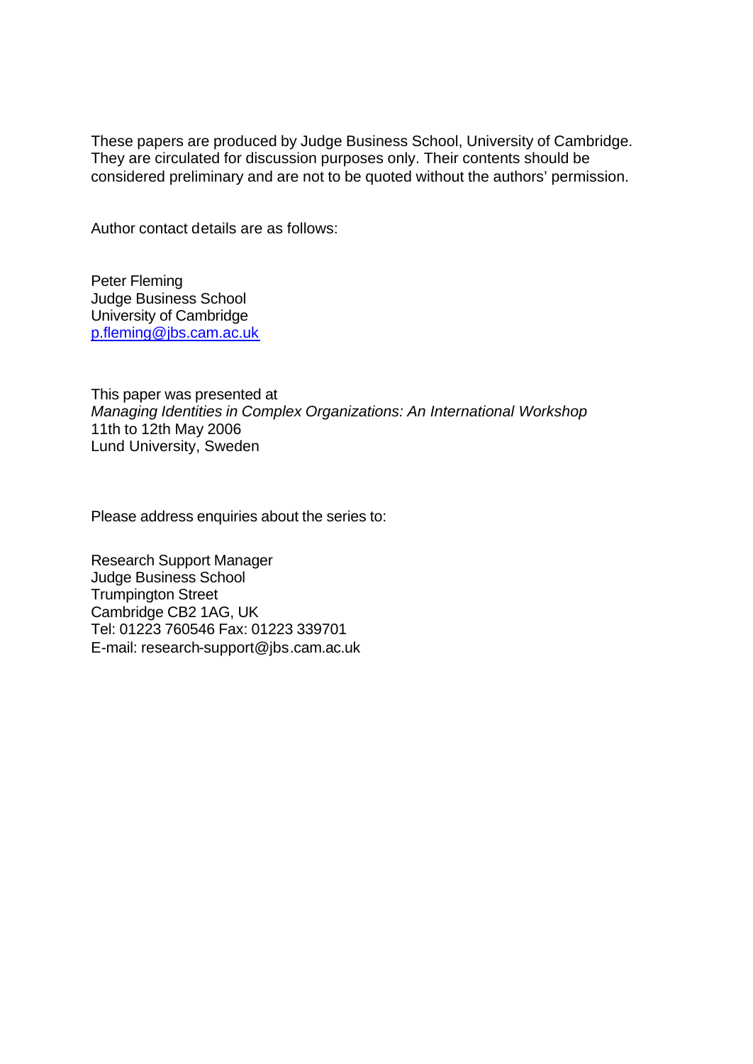These papers are produced by Judge Business School, University of Cambridge. They are circulated for discussion purposes only. Their contents should be considered preliminary and are not to be quoted without the authors' permission.

Author contact details are as follows:

Peter Fleming
Judge Business School
University of Cambridge
p.fleming@jbs.cam.ac.uk

This paper was presented at
*Managing Identities in Complex Organizations: An International Workshop*
11th to 12th May 2006
Lund University, Sweden

Please address enquiries about the series to:

Research Support Manager
Judge Business School
Trumpington Street
Cambridge CB2 1AG, UK
Tel: 01223 760546 Fax: 01223 339701
E-mail: research-support@jbs.cam.ac.uk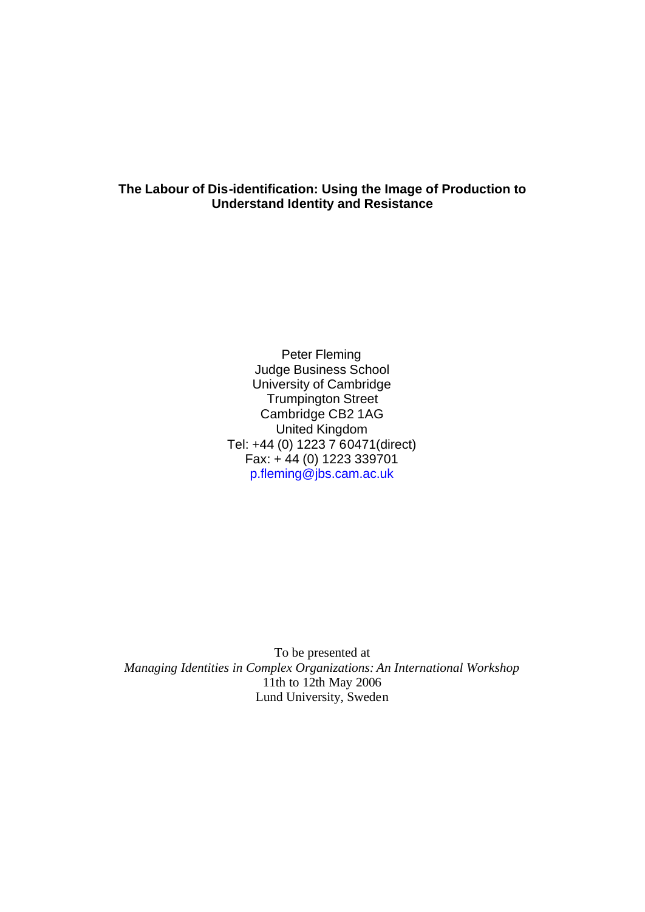# The Labour of Dis-identification: Using the Image of Production to Understand Identity and Resistance

Peter Fleming
Judge Business School
University of Cambridge
Trumpington Street
Cambridge CB2 1AG
United Kingdom
Tel: +44 (0) 1223 7 60471(direct)
Fax: + 44 (0) 1223 339701
p.fleming@jbs.cam.ac.uk

To be presented at
*Managing Identities in Complex Organizations: An International Workshop*
11th to 12th May 2006
Lund University, Sweden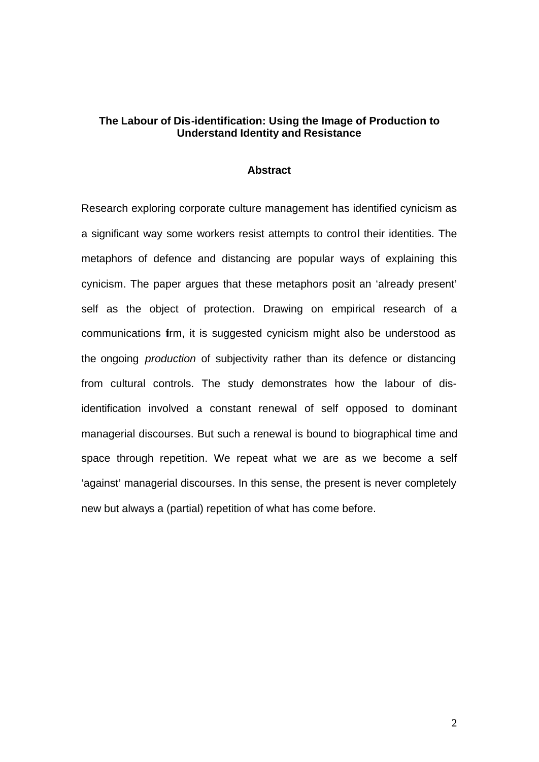**The Labour of Dis-identification: Using the Image of Production to Understand Identity and Resistance**

**Abstract**

Research exploring corporate culture management has identified cynicism as a significant way some workers resist attempts to control their identities. The metaphors of defence and distancing are popular ways of explaining this cynicism. The paper argues that these metaphors posit an 'already present' self as the object of protection. Drawing on empirical research of a communications firm, it is suggested cynicism might also be understood as the ongoing *production* of subjectivity rather than its defence or distancing from cultural controls. The study demonstrates how the labour of dis-identification involved a constant renewal of self opposed to dominant managerial discourses. But such a renewal is bound to biographical time and space through repetition. We repeat what we are as we become a self 'against' managerial discourses. In this sense, the present is never completely new but always a (partial) repetition of what has come before.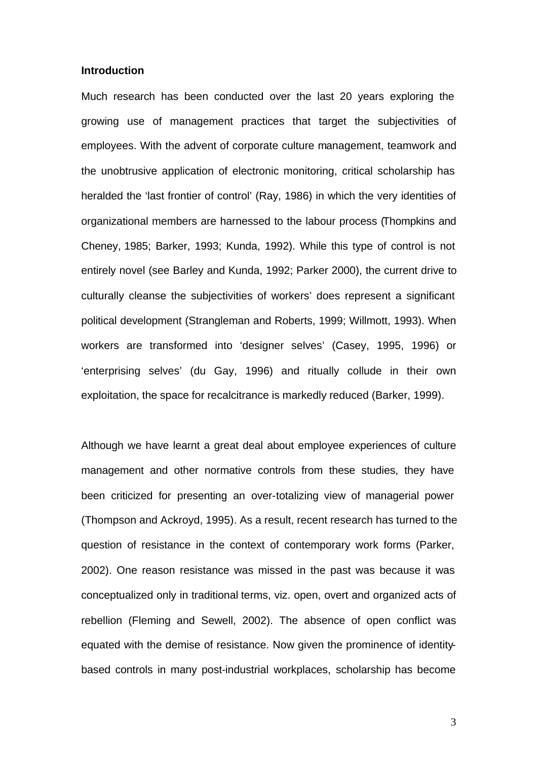## Introduction

Much research has been conducted over the last 20 years exploring the growing use of management practices that target the subjectivities of employees. With the advent of corporate culture management, teamwork and the unobtrusive application of electronic monitoring, critical scholarship has heralded the 'last frontier of control' (Ray, 1986) in which the very identities of organizational members are harnessed to the labour process (Thompkins and Cheney, 1985; Barker, 1993; Kunda, 1992). While this type of control is not entirely novel (see Barley and Kunda, 1992; Parker 2000), the current drive to culturally cleanse the subjectivities of workers' does represent a significant political development (Strangleman and Roberts, 1999; Willmott, 1993). When workers are transformed into 'designer selves' (Casey, 1995, 1996) or 'enterprising selves' (du Gay, 1996) and ritually collude in their own exploitation, the space for recalcitrance is markedly reduced (Barker, 1999).

Although we have learnt a great deal about employee experiences of culture management and other normative controls from these studies, they have been criticized for presenting an over-totalizing view of managerial power (Thompson and Ackroyd, 1995). As a result, recent research has turned to the question of resistance in the context of contemporary work forms (Parker, 2002). One reason resistance was missed in the past was because it was conceptualized only in traditional terms, viz. open, overt and organized acts of rebellion (Fleming and Sewell, 2002). The absence of open conflict was equated with the demise of resistance. Now given the prominence of identity-based controls in many post-industrial workplaces, scholarship has become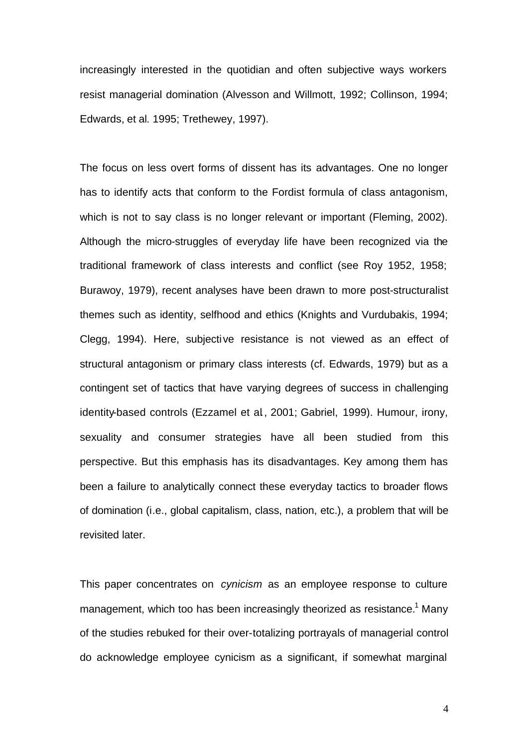increasingly interested in the quotidian and often subjective ways workers resist managerial domination (Alvesson and Willmott, 1992; Collinson, 1994; Edwards, et al*.* 1995; Trethewey, 1997).

The focus on less overt forms of dissent has its advantages. One no longer has to identify acts that conform to the Fordist formula of class antagonism, which is not to say class is no longer relevant or important (Fleming, 2002). Although the micro-struggles of everyday life have been recognized via the traditional framework of class interests and conflict (see Roy 1952, 1958; Burawoy, 1979), recent analyses have been drawn to more post-structuralist themes such as identity, selfhood and ethics (Knights and Vurdubakis, 1994; Clegg, 1994). Here, subjective resistance is not viewed as an effect of structural antagonism or primary class interests (cf. Edwards, 1979) but as a contingent set of tactics that have varying degrees of success in challenging identity-based controls (Ezzamel et al, 2001; Gabriel, 1999). Humour, irony, sexuality and consumer strategies have all been studied from this perspective. But this emphasis has its disadvantages. Key among them has been a failure to analytically connect these everyday tactics to broader flows of domination (i.e., global capitalism, class, nation, etc.), a problem that will be revisited later.

This paper concentrates on *cynicism* as an employee response to culture management, which too has been increasingly theorized as resistance.[1] Many of the studies rebuked for their over-totalizing portrayals of managerial control do acknowledge employee cynicism as a significant, if somewhat marginal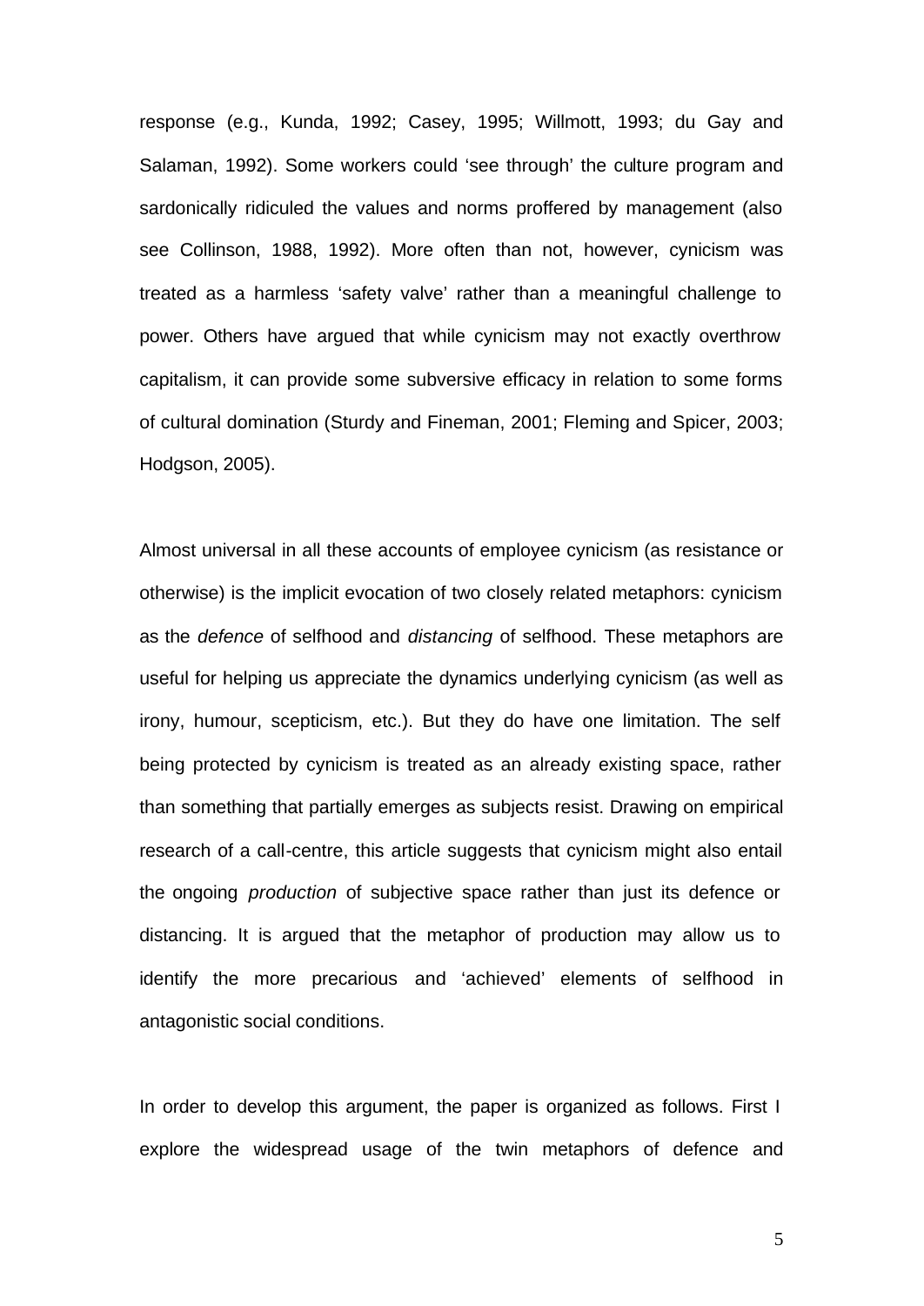response (e.g., Kunda, 1992; Casey, 1995; Willmott, 1993; du Gay and Salaman, 1992). Some workers could 'see through' the culture program and sardonically ridiculed the values and norms proffered by management (also see Collinson, 1988, 1992). More often than not, however, cynicism was treated as a harmless 'safety valve' rather than a meaningful challenge to power. Others have argued that while cynicism may not exactly overthrow capitalism, it can provide some subversive efficacy in relation to some forms of cultural domination (Sturdy and Fineman, 2001; Fleming and Spicer, 2003; Hodgson, 2005).

Almost universal in all these accounts of employee cynicism (as resistance or otherwise) is the implicit evocation of two closely related metaphors: cynicism as the *defence* of selfhood and *distancing* of selfhood. These metaphors are useful for helping us appreciate the dynamics underlying cynicism (as well as irony, humour, scepticism, etc.). But they do have one limitation. The self being protected by cynicism is treated as an already existing space, rather than something that partially emerges as subjects resist. Drawing on empirical research of a call-centre, this article suggests that cynicism might also entail the ongoing *production* of subjective space rather than just its defence or distancing. It is argued that the metaphor of production may allow us to identify the more precarious and 'achieved' elements of selfhood in antagonistic social conditions.

In order to develop this argument, the paper is organized as follows. First I explore the widespread usage of the twin metaphors of defence and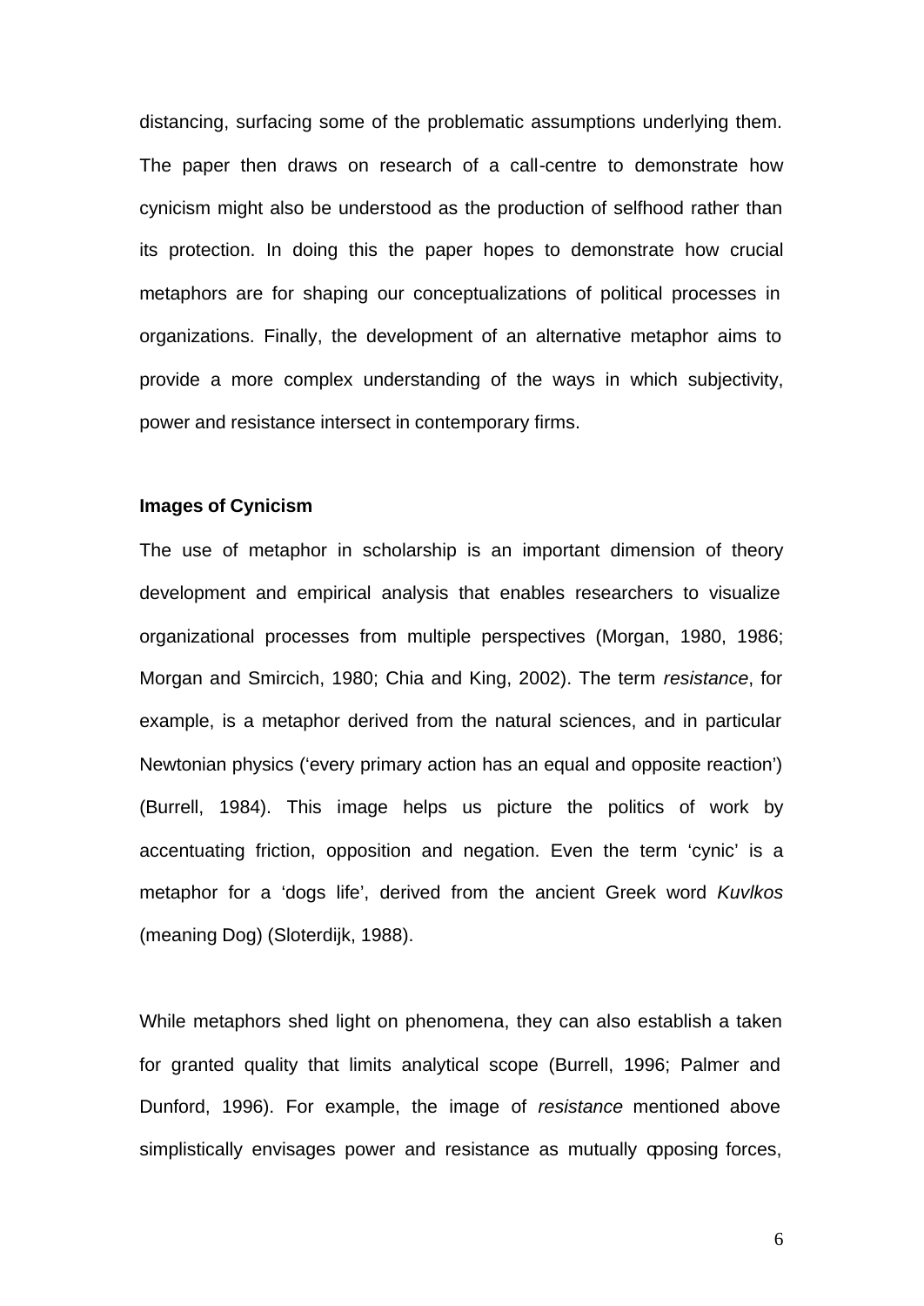distancing, surfacing some of the problematic assumptions underlying them. The paper then draws on research of a call-centre to demonstrate how cynicism might also be understood as the production of selfhood rather than its protection. In doing this the paper hopes to demonstrate how crucial metaphors are for shaping our conceptualizations of political processes in organizations. Finally, the development of an alternative metaphor aims to provide a more complex understanding of the ways in which subjectivity, power and resistance intersect in contemporary firms.

**Images of Cynicism**

The use of metaphor in scholarship is an important dimension of theory development and empirical analysis that enables researchers to visualize organizational processes from multiple perspectives (Morgan, 1980, 1986; Morgan and Smircich, 1980; Chia and King, 2002). The term *resistance*, for example, is a metaphor derived from the natural sciences, and in particular Newtonian physics ('every primary action has an equal and opposite reaction') (Burrell, 1984). This image helps us picture the politics of work by accentuating friction, opposition and negation. Even the term 'cynic' is a metaphor for a 'dogs life', derived from the ancient Greek word *Kuvlkos* (meaning Dog) (Sloterdijk, 1988).

While metaphors shed light on phenomena, they can also establish a taken for granted quality that limits analytical scope (Burrell, 1996; Palmer and Dunford, 1996). For example, the image of *resistance* mentioned above simplistically envisages power and resistance as mutually opposing forces,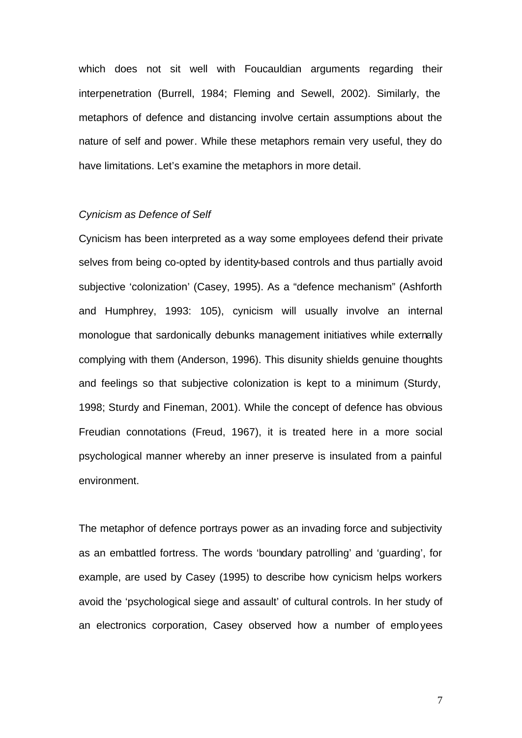which does not sit well with Foucauldian arguments regarding their interpenetration (Burrell, 1984; Fleming and Sewell, 2002). Similarly, the metaphors of defence and distancing involve certain assumptions about the nature of self and power. While these metaphors remain very useful, they do have limitations. Let's examine the metaphors in more detail.

*Cynicism as Defence of Self*

Cynicism has been interpreted as a way some employees defend their private selves from being co-opted by identity-based controls and thus partially avoid subjective 'colonization' (Casey, 1995). As a "defence mechanism" (Ashforth and Humphrey, 1993: 105), cynicism will usually involve an internal monologue that sardonically debunks management initiatives while externally complying with them (Anderson, 1996). This disunity shields genuine thoughts and feelings so that subjective colonization is kept to a minimum (Sturdy, 1998; Sturdy and Fineman, 2001). While the concept of defence has obvious Freudian connotations (Freud, 1967), it is treated here in a more social psychological manner whereby an inner preserve is insulated from a painful environment.

The metaphor of defence portrays power as an invading force and subjectivity as an embattled fortress. The words 'boundary patrolling' and 'guarding', for example, are used by Casey (1995) to describe how cynicism helps workers avoid the 'psychological siege and assault' of cultural controls. In her study of an electronics corporation, Casey observed how a number of employees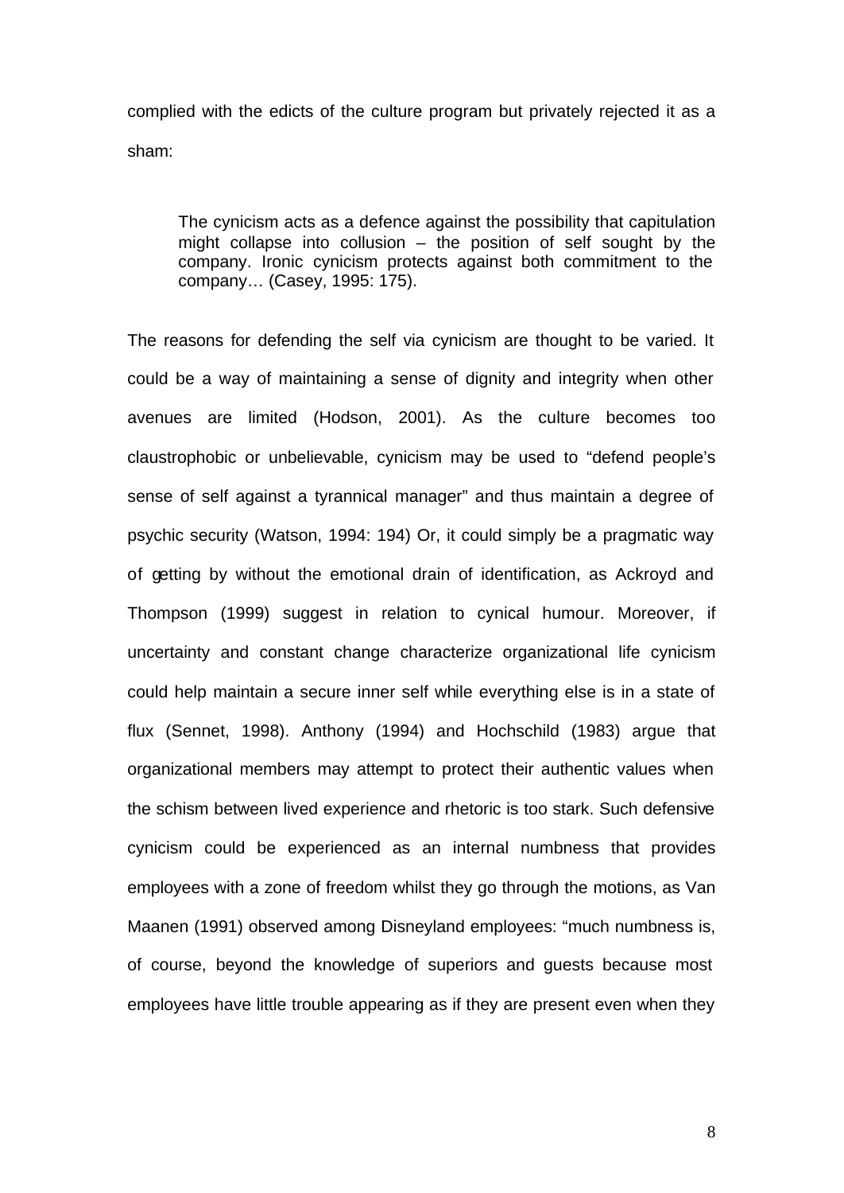complied with the edicts of the culture program but privately rejected it as a sham:

> The cynicism acts as a defence against the possibility that capitulation might collapse into collusion – the position of self sought by the company. Ironic cynicism protects against both commitment to the company… (Casey, 1995: 175).

The reasons for defending the self via cynicism are thought to be varied. It could be a way of maintaining a sense of dignity and integrity when other avenues are limited (Hodson, 2001). As the culture becomes too claustrophobic or unbelievable, cynicism may be used to "defend people's sense of self against a tyrannical manager" and thus maintain a degree of psychic security (Watson, 1994: 194) Or, it could simply be a pragmatic way of getting by without the emotional drain of identification, as Ackroyd and Thompson (1999) suggest in relation to cynical humour. Moreover, if uncertainty and constant change characterize organizational life cynicism could help maintain a secure inner self while everything else is in a state of flux (Sennet, 1998). Anthony (1994) and Hochschild (1983) argue that organizational members may attempt to protect their authentic values when the schism between lived experience and rhetoric is too stark. Such defensive cynicism could be experienced as an internal numbness that provides employees with a zone of freedom whilst they go through the motions, as Van Maanen (1991) observed among Disneyland employees: "much numbness is, of course, beyond the knowledge of superiors and guests because most employees have little trouble appearing as if they are present even when they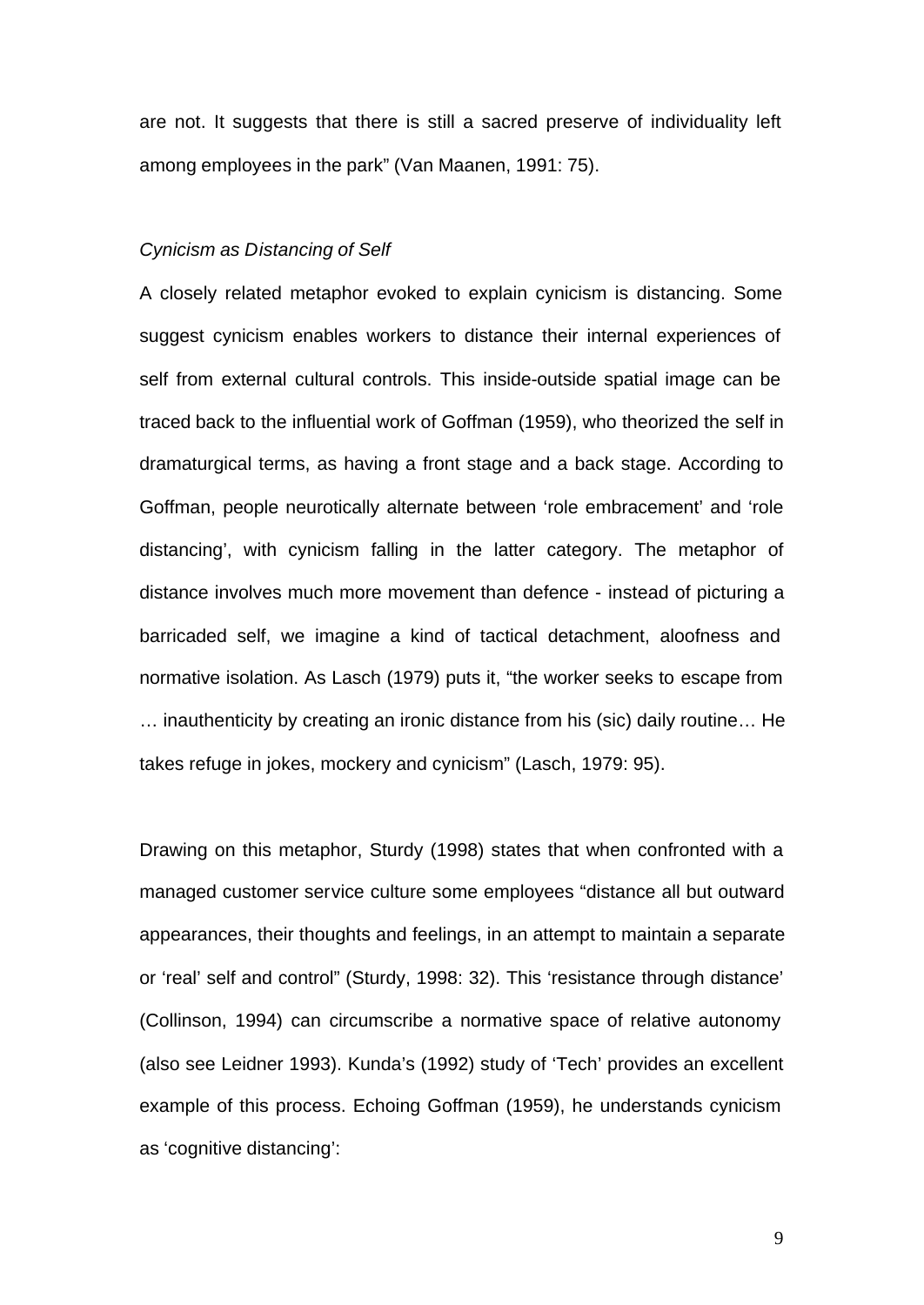are not. It suggests that there is still a sacred preserve of individuality left among employees in the park" (Van Maanen, 1991: 75).

*Cynicism as Distancing of Self*

A closely related metaphor evoked to explain cynicism is distancing. Some suggest cynicism enables workers to distance their internal experiences of self from external cultural controls. This inside-outside spatial image can be traced back to the influential work of Goffman (1959), who theorized the self in dramaturgical terms, as having a front stage and a back stage. According to Goffman, people neurotically alternate between 'role embracement' and 'role distancing', with cynicism falling in the latter category. The metaphor of distance involves much more movement than defence - instead of picturing a barricaded self, we imagine a kind of tactical detachment, aloofness and normative isolation. As Lasch (1979) puts it, "the worker seeks to escape from … inauthenticity by creating an ironic distance from his (sic) daily routine… He takes refuge in jokes, mockery and cynicism" (Lasch, 1979: 95).

Drawing on this metaphor, Sturdy (1998) states that when confronted with a managed customer service culture some employees "distance all but outward appearances, their thoughts and feelings, in an attempt to maintain a separate or 'real' self and control" (Sturdy, 1998: 32). This 'resistance through distance' (Collinson, 1994) can circumscribe a normative space of relative autonomy (also see Leidner 1993). Kunda's (1992) study of 'Tech' provides an excellent example of this process. Echoing Goffman (1959), he understands cynicism as 'cognitive distancing':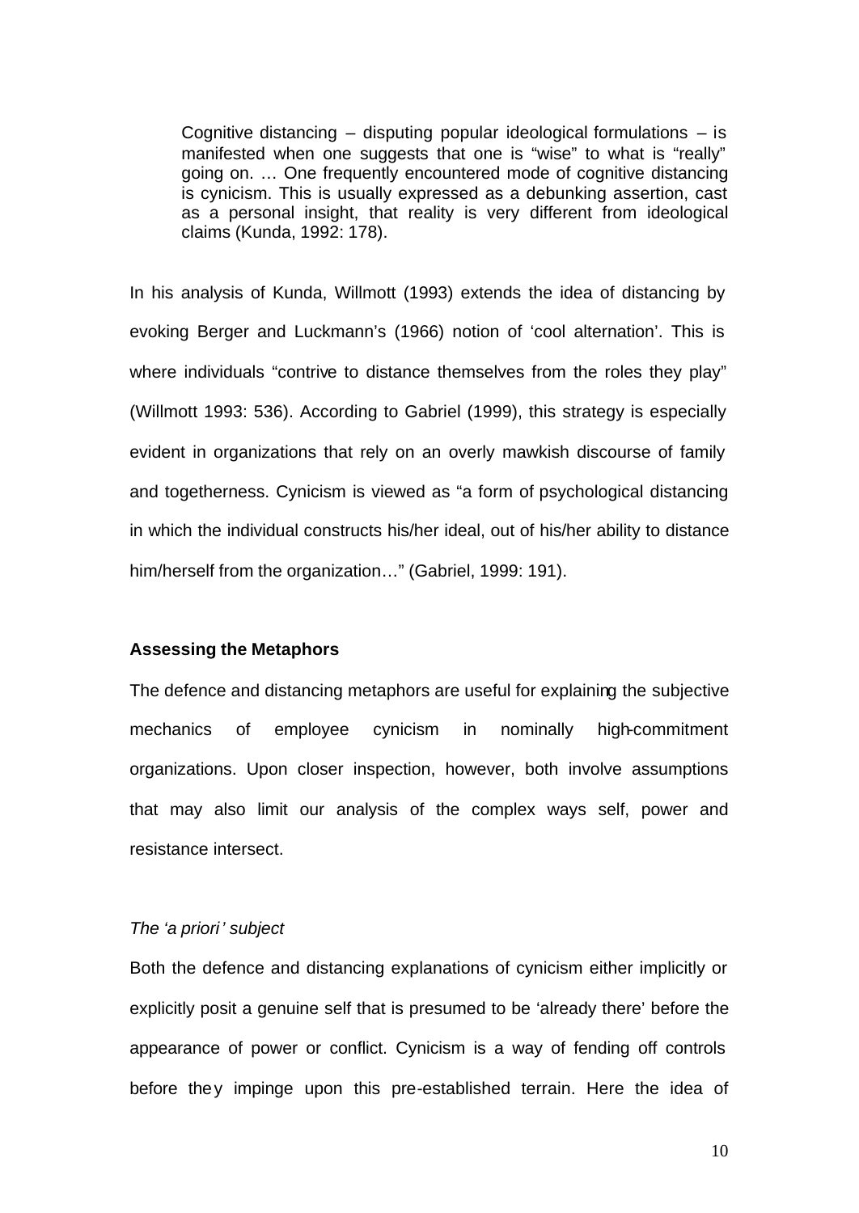> Cognitive distancing – disputing popular ideological formulations – is manifested when one suggests that one is "wise" to what is "really" going on. … One frequently encountered mode of cognitive distancing is cynicism. This is usually expressed as a debunking assertion, cast as a personal insight, that reality is very different from ideological claims (Kunda, 1992: 178).

In his analysis of Kunda, Willmott (1993) extends the idea of distancing by evoking Berger and Luckmann's (1966) notion of 'cool alternation'. This is where individuals "contrive to distance themselves from the roles they play" (Willmott 1993: 536). According to Gabriel (1999), this strategy is especially evident in organizations that rely on an overly mawkish discourse of family and togetherness. Cynicism is viewed as "a form of psychological distancing in which the individual constructs his/her ideal, out of his/her ability to distance him/herself from the organization…" (Gabriel, 1999: 191).

**Assessing the Metaphors**

The defence and distancing metaphors are useful for explaining the subjective mechanics of employee cynicism in nominally high-commitment organizations. Upon closer inspection, however, both involve assumptions that may also limit our analysis of the complex ways self, power and resistance intersect.

*The 'a priori' subject*

Both the defence and distancing explanations of cynicism either implicitly or explicitly posit a genuine self that is presumed to be 'already there' before the appearance of power or conflict. Cynicism is a way of fending off controls before they impinge upon this pre-established terrain. Here the idea of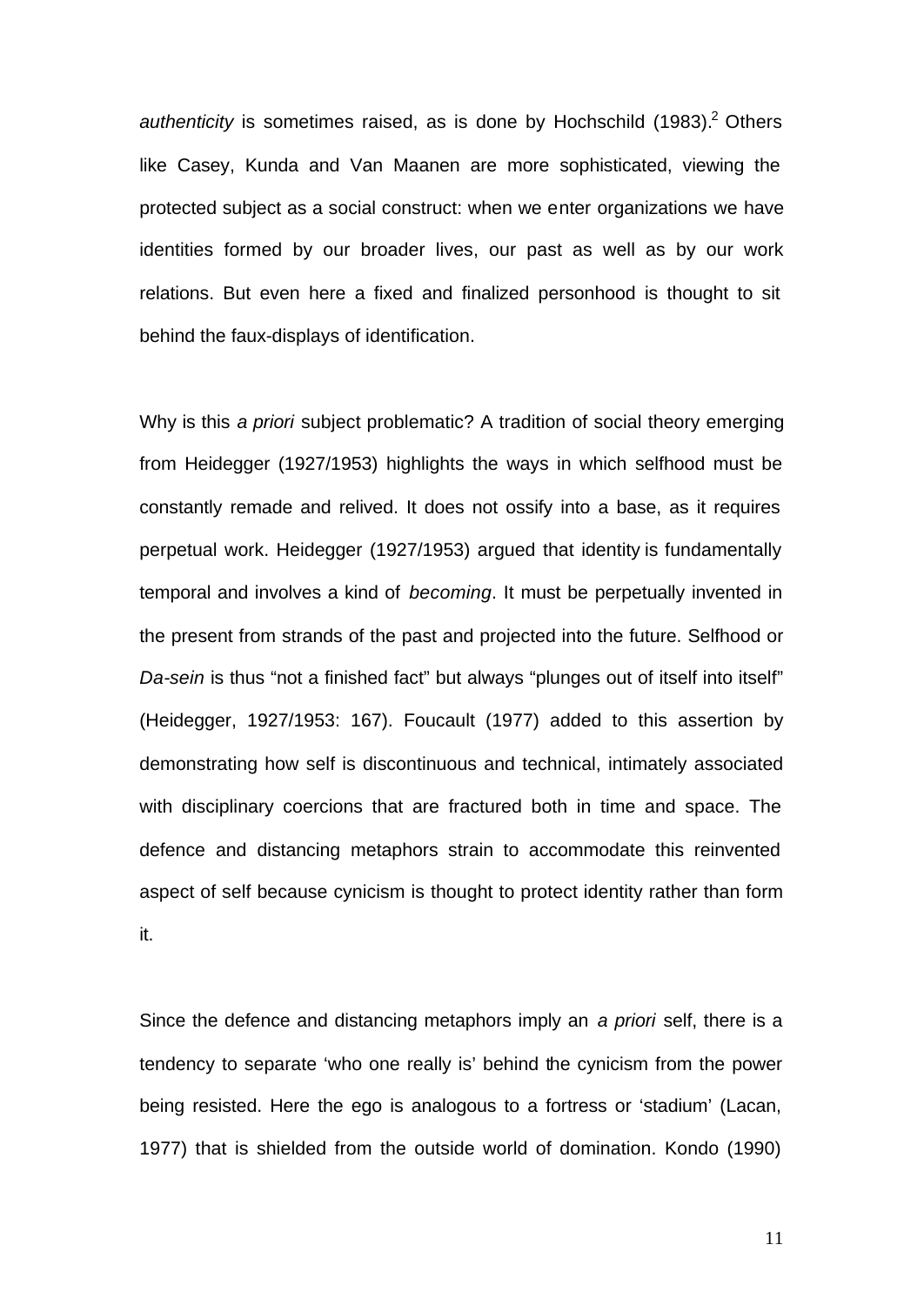*authenticity* is sometimes raised, as is done by Hochschild (1983).[2] Others like Casey, Kunda and Van Maanen are more sophisticated, viewing the protected subject as a social construct: when we enter organizations we have identities formed by our broader lives, our past as well as by our work relations. But even here a fixed and finalized personhood is thought to sit behind the faux-displays of identification.

Why is this *a priori* subject problematic? A tradition of social theory emerging from Heidegger (1927/1953) highlights the ways in which selfhood must be constantly remade and relived. It does not ossify into a base, as it requires perpetual work. Heidegger (1927/1953) argued that identity is fundamentally temporal and involves a kind of *becoming*. It must be perpetually invented in the present from strands of the past and projected into the future. Selfhood or *Da-sein* is thus "not a finished fact" but always "plunges out of itself into itself" (Heidegger, 1927/1953: 167). Foucault (1977) added to this assertion by demonstrating how self is discontinuous and technical, intimately associated with disciplinary coercions that are fractured both in time and space. The defence and distancing metaphors strain to accommodate this reinvented aspect of self because cynicism is thought to protect identity rather than form it.

Since the defence and distancing metaphors imply an *a priori* self, there is a tendency to separate 'who one really is' behind the cynicism from the power being resisted. Here the ego is analogous to a fortress or 'stadium' (Lacan, 1977) that is shielded from the outside world of domination. Kondo (1990)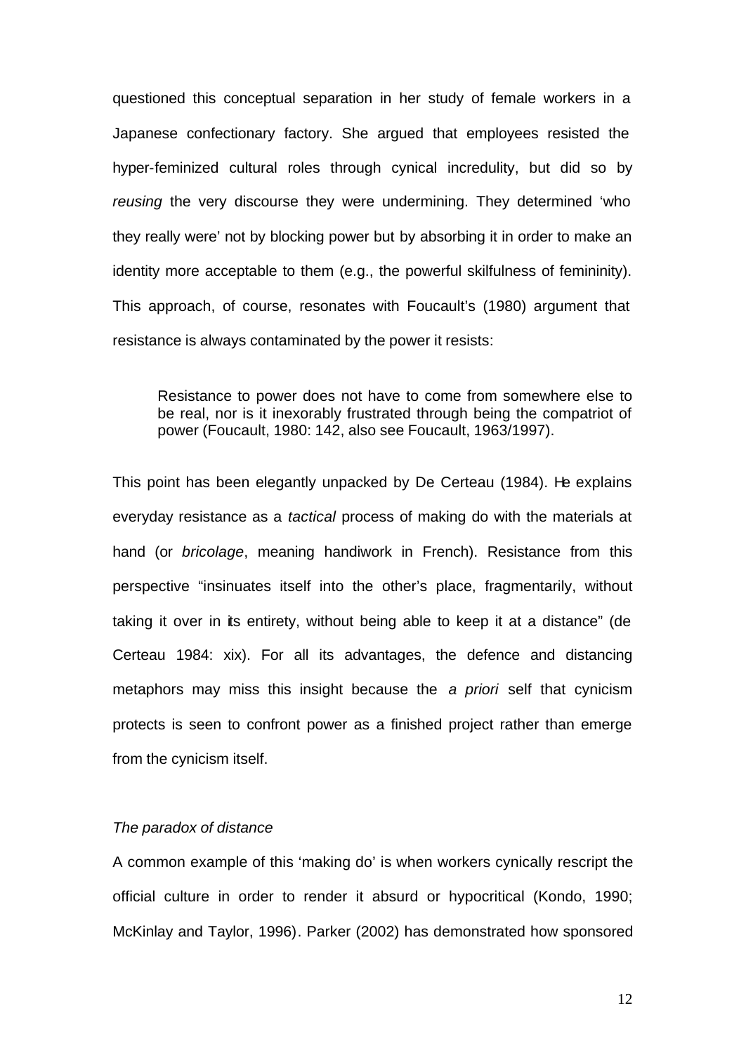questioned this conceptual separation in her study of female workers in a Japanese confectionary factory. She argued that employees resisted the hyper-feminized cultural roles through cynical incredulity, but did so by *reusing* the very discourse they were undermining. They determined 'who they really were' not by blocking power but by absorbing it in order to make an identity more acceptable to them (e.g., the powerful skilfulness of femininity). This approach, of course, resonates with Foucault's (1980) argument that resistance is always contaminated by the power it resists:

> Resistance to power does not have to come from somewhere else to be real, nor is it inexorably frustrated through being the compatriot of power (Foucault, 1980: 142, also see Foucault, 1963/1997).

This point has been elegantly unpacked by De Certeau (1984). He explains everyday resistance as a *tactical* process of making do with the materials at hand (or *bricolage*, meaning handiwork in French). Resistance from this perspective "insinuates itself into the other's place, fragmentarily, without taking it over in its entirety, without being able to keep it at a distance" (de Certeau 1984: xix). For all its advantages, the defence and distancing metaphors may miss this insight because the *a priori* self that cynicism protects is seen to confront power as a finished project rather than emerge from the cynicism itself.

*The paradox of distance*

A common example of this 'making do' is when workers cynically rescript the official culture in order to render it absurd or hypocritical (Kondo, 1990; McKinlay and Taylor, 1996). Parker (2002) has demonstrated how sponsored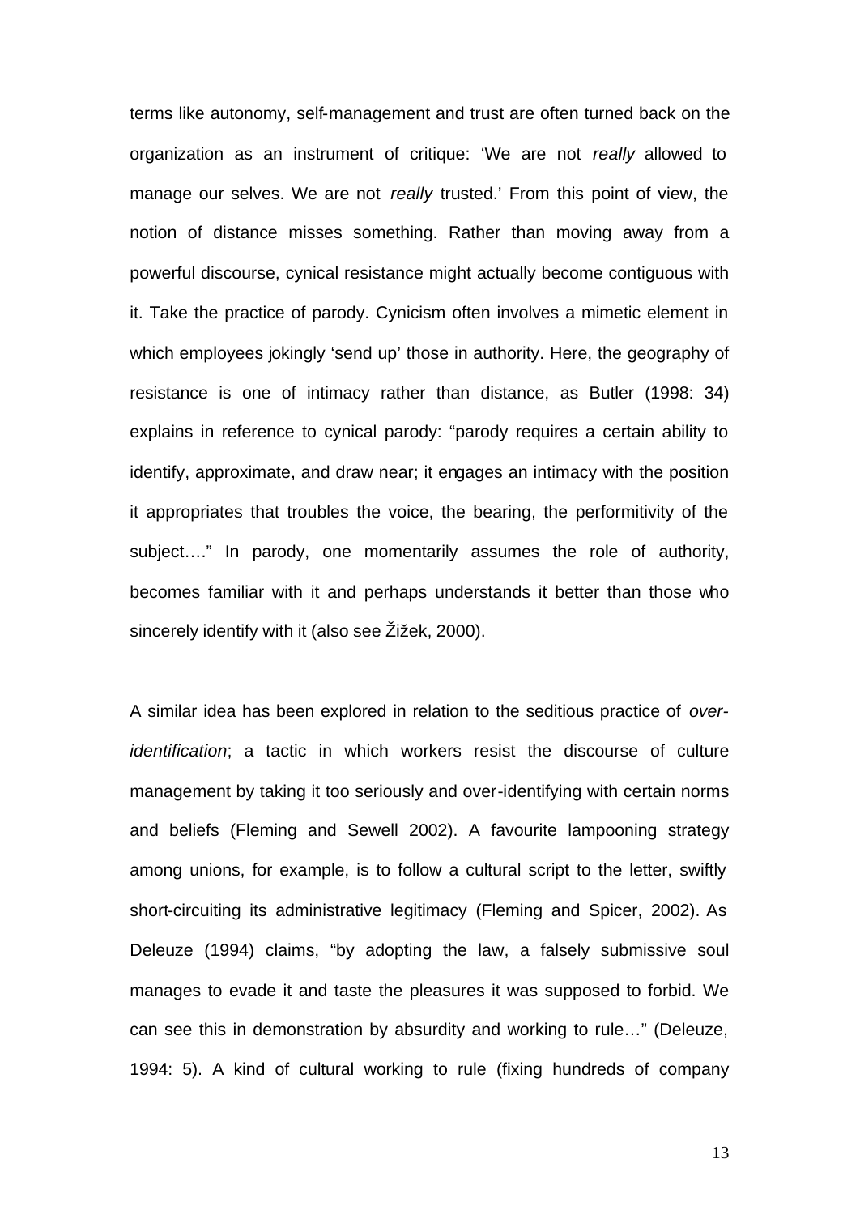terms like autonomy, self-management and trust are often turned back on the organization as an instrument of critique: 'We are not *really* allowed to manage our selves. We are not *really* trusted.' From this point of view, the notion of distance misses something. Rather than moving away from a powerful discourse, cynical resistance might actually become contiguous with it. Take the practice of parody. Cynicism often involves a mimetic element in which employees jokingly 'send up' those in authority. Here, the geography of resistance is one of intimacy rather than distance, as Butler (1998: 34) explains in reference to cynical parody: "parody requires a certain ability to identify, approximate, and draw near; it engages an intimacy with the position it appropriates that troubles the voice, the bearing, the performitivity of the subject…." In parody, one momentarily assumes the role of authority, becomes familiar with it and perhaps understands it better than those who sincerely identify with it (also see Žižek, 2000).

A similar idea has been explored in relation to the seditious practice of *over-identification*; a tactic in which workers resist the discourse of culture management by taking it too seriously and over-identifying with certain norms and beliefs (Fleming and Sewell 2002). A favourite lampooning strategy among unions, for example, is to follow a cultural script to the letter, swiftly short-circuiting its administrative legitimacy (Fleming and Spicer, 2002). As Deleuze (1994) claims, "by adopting the law, a falsely submissive soul manages to evade it and taste the pleasures it was supposed to forbid. We can see this in demonstration by absurdity and working to rule…" (Deleuze, 1994: 5). A kind of cultural working to rule (fixing hundreds of company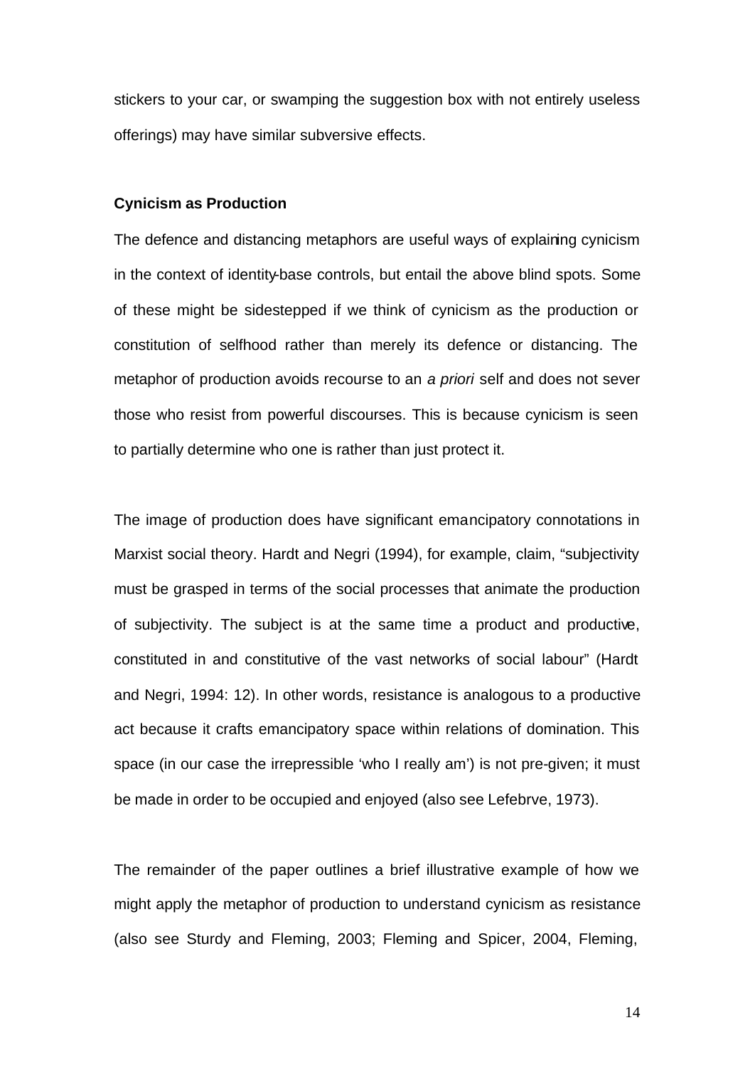stickers to your car, or swamping the suggestion box with not entirely useless offerings) may have similar subversive effects.

### Cynicism as Production

The defence and distancing metaphors are useful ways of explaining cynicism in the context of identity-base controls, but entail the above blind spots. Some of these might be sidestepped if we think of cynicism as the production or constitution of selfhood rather than merely its defence or distancing. The metaphor of production avoids recourse to an *a priori* self and does not sever those who resist from powerful discourses. This is because cynicism is seen to partially determine who one is rather than just protect it.

The image of production does have significant emancipatory connotations in Marxist social theory. Hardt and Negri (1994), for example, claim, "subjectivity must be grasped in terms of the social processes that animate the production of subjectivity. The subject is at the same time a product and productive, constituted in and constitutive of the vast networks of social labour" (Hardt and Negri, 1994: 12). In other words, resistance is analogous to a productive act because it crafts emancipatory space within relations of domination. This space (in our case the irrepressible 'who I really am') is not pre-given; it must be made in order to be occupied and enjoyed (also see Lefebrve, 1973).

The remainder of the paper outlines a brief illustrative example of how we might apply the metaphor of production to understand cynicism as resistance (also see Sturdy and Fleming, 2003; Fleming and Spicer, 2004, Fleming,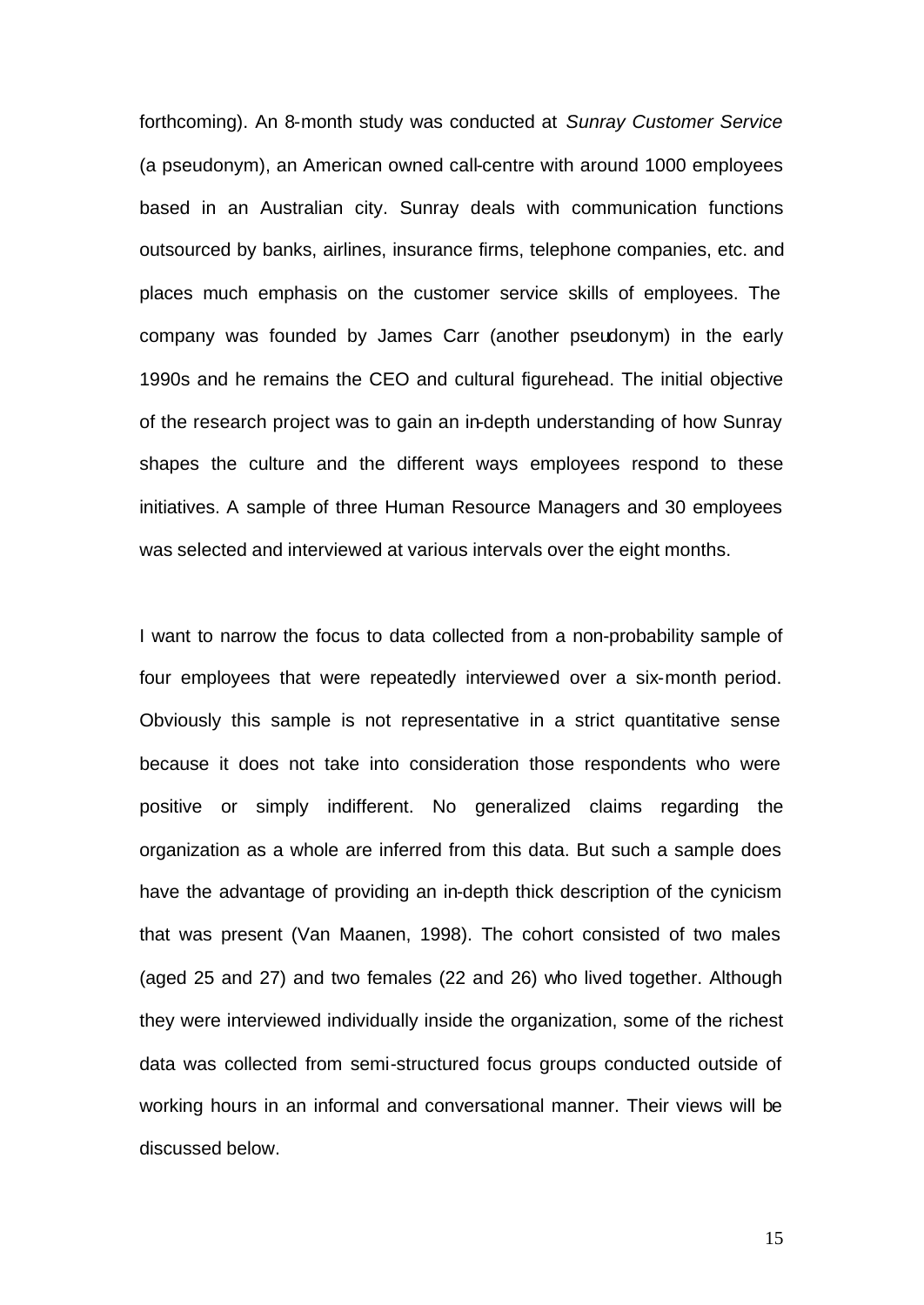forthcoming). An 8-month study was conducted at *Sunray Customer Service* (a pseudonym), an American owned call-centre with around 1000 employees based in an Australian city. Sunray deals with communication functions outsourced by banks, airlines, insurance firms, telephone companies, etc. and places much emphasis on the customer service skills of employees. The company was founded by James Carr (another pseudonym) in the early 1990s and he remains the CEO and cultural figurehead. The initial objective of the research project was to gain an in-depth understanding of how Sunray shapes the culture and the different ways employees respond to these initiatives. A sample of three Human Resource Managers and 30 employees was selected and interviewed at various intervals over the eight months.

I want to narrow the focus to data collected from a non-probability sample of four employees that were repeatedly interviewed over a six-month period. Obviously this sample is not representative in a strict quantitative sense because it does not take into consideration those respondents who were positive or simply indifferent. No generalized claims regarding the organization as a whole are inferred from this data. But such a sample does have the advantage of providing an in-depth thick description of the cynicism that was present (Van Maanen, 1998). The cohort consisted of two males (aged 25 and 27) and two females (22 and 26) who lived together. Although they were interviewed individually inside the organization, some of the richest data was collected from semi-structured focus groups conducted outside of working hours in an informal and conversational manner. Their views will be discussed below.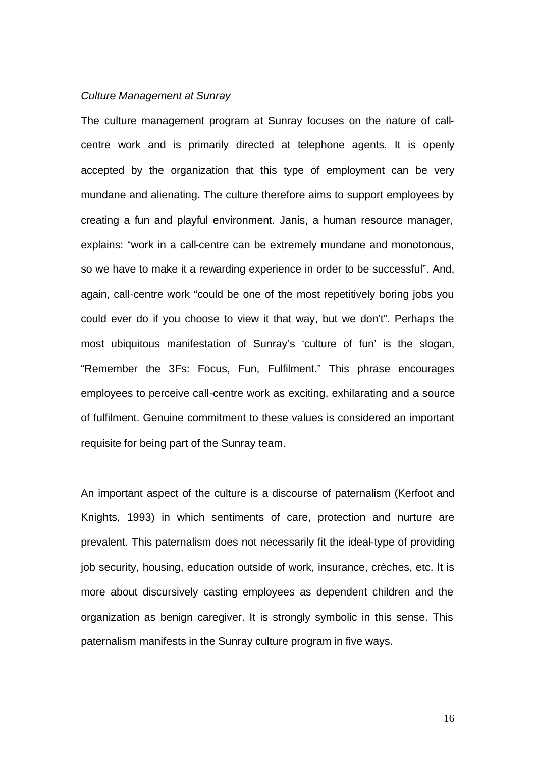*Culture Management at Sunray*

The culture management program at Sunray focuses on the nature of call-centre work and is primarily directed at telephone agents. It is openly accepted by the organization that this type of employment can be very mundane and alienating. The culture therefore aims to support employees by creating a fun and playful environment. Janis, a human resource manager, explains: "work in a call-centre can be extremely mundane and monotonous, so we have to make it a rewarding experience in order to be successful". And, again, call-centre work "could be one of the most repetitively boring jobs you could ever do if you choose to view it that way, but we don't". Perhaps the most ubiquitous manifestation of Sunray's 'culture of fun' is the slogan, "Remember the 3Fs: Focus, Fun, Fulfilment." This phrase encourages employees to perceive call-centre work as exciting, exhilarating and a source of fulfilment. Genuine commitment to these values is considered an important requisite for being part of the Sunray team.

An important aspect of the culture is a discourse of paternalism (Kerfoot and Knights, 1993) in which sentiments of care, protection and nurture are prevalent. This paternalism does not necessarily fit the ideal-type of providing job security, housing, education outside of work, insurance, crèches, etc. It is more about discursively casting employees as dependent children and the organization as benign caregiver. It is strongly symbolic in this sense. This paternalism manifests in the Sunray culture program in five ways.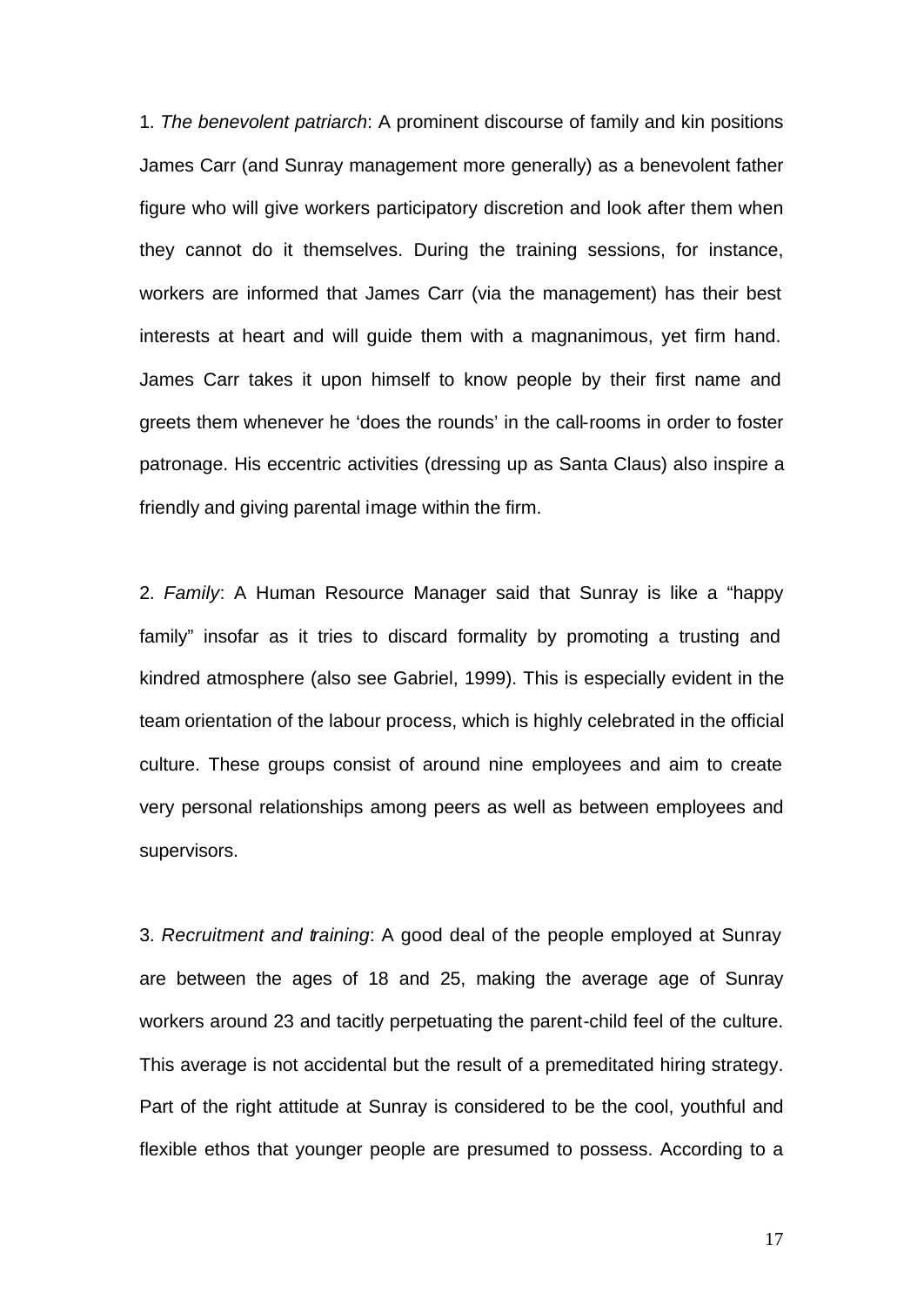1. *The benevolent patriarch*: A prominent discourse of family and kin positions James Carr (and Sunray management more generally) as a benevolent father figure who will give workers participatory discretion and look after them when they cannot do it themselves. During the training sessions, for instance, workers are informed that James Carr (via the management) has their best interests at heart and will guide them with a magnanimous, yet firm hand. James Carr takes it upon himself to know people by their first name and greets them whenever he 'does the rounds' in the call-rooms in order to foster patronage. His eccentric activities (dressing up as Santa Claus) also inspire a friendly and giving parental image within the firm.

2. *Family*: A Human Resource Manager said that Sunray is like a "happy family" insofar as it tries to discard formality by promoting a trusting and kindred atmosphere (also see Gabriel, 1999). This is especially evident in the team orientation of the labour process, which is highly celebrated in the official culture. These groups consist of around nine employees and aim to create very personal relationships among peers as well as between employees and supervisors.

3. *Recruitment and training*: A good deal of the people employed at Sunray are between the ages of 18 and 25, making the average age of Sunray workers around 23 and tacitly perpetuating the parent-child feel of the culture. This average is not accidental but the result of a premeditated hiring strategy. Part of the right attitude at Sunray is considered to be the cool, youthful and flexible ethos that younger people are presumed to possess. According to a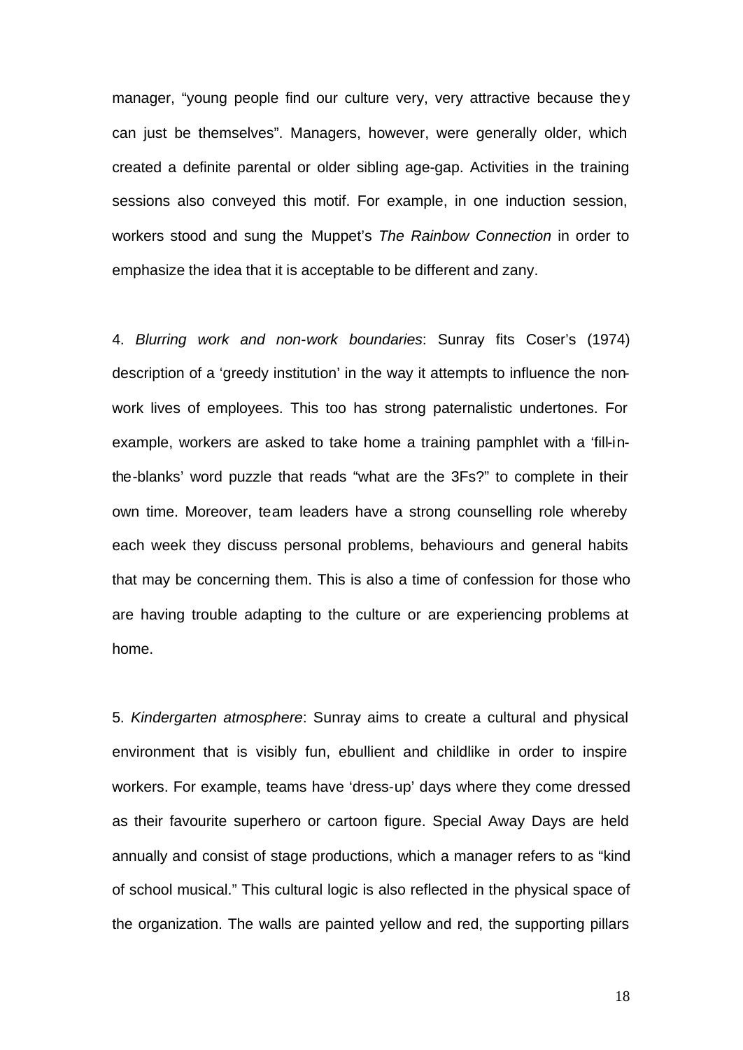manager, "young people find our culture very, very attractive because they can just be themselves". Managers, however, were generally older, which created a definite parental or older sibling age-gap. Activities in the training sessions also conveyed this motif. For example, in one induction session, workers stood and sung the Muppet's *The Rainbow Connection* in order to emphasize the idea that it is acceptable to be different and zany.

4. *Blurring work and non-work boundaries*: Sunray fits Coser's (1974) description of a 'greedy institution' in the way it attempts to influence the non-work lives of employees. This too has strong paternalistic undertones. For example, workers are asked to take home a training pamphlet with a 'fill-in-the-blanks' word puzzle that reads "what are the 3Fs?" to complete in their own time. Moreover, team leaders have a strong counselling role whereby each week they discuss personal problems, behaviours and general habits that may be concerning them. This is also a time of confession for those who are having trouble adapting to the culture or are experiencing problems at home.

5. *Kindergarten atmosphere*: Sunray aims to create a cultural and physical environment that is visibly fun, ebullient and childlike in order to inspire workers. For example, teams have 'dress-up' days where they come dressed as their favourite superhero or cartoon figure. Special Away Days are held annually and consist of stage productions, which a manager refers to as "kind of school musical." This cultural logic is also reflected in the physical space of the organization. The walls are painted yellow and red, the supporting pillars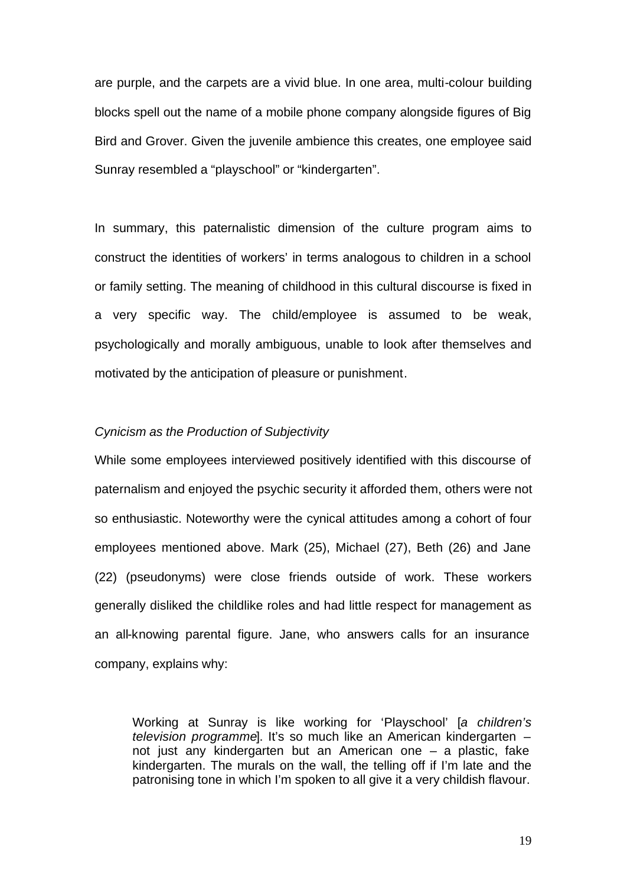are purple, and the carpets are a vivid blue. In one area, multi-colour building blocks spell out the name of a mobile phone company alongside figures of Big Bird and Grover. Given the juvenile ambience this creates, one employee said Sunray resembled a "playschool" or "kindergarten".

In summary, this paternalistic dimension of the culture program aims to construct the identities of workers' in terms analogous to children in a school or family setting. The meaning of childhood in this cultural discourse is fixed in a very specific way. The child/employee is assumed to be weak, psychologically and morally ambiguous, unable to look after themselves and motivated by the anticipation of pleasure or punishment.

*Cynicism as the Production of Subjectivity*

While some employees interviewed positively identified with this discourse of paternalism and enjoyed the psychic security it afforded them, others were not so enthusiastic. Noteworthy were the cynical attitudes among a cohort of four employees mentioned above. Mark (25), Michael (27), Beth (26) and Jane (22) (pseudonyms) were close friends outside of work. These workers generally disliked the childlike roles and had little respect for management as an all-knowing parental figure. Jane, who answers calls for an insurance company, explains why:

> Working at Sunray is like working for 'Playschool' [*a children's television programme*]. It's so much like an American kindergarten – not just any kindergarten but an American one – a plastic, fake kindergarten. The murals on the wall, the telling off if I'm late and the patronising tone in which I'm spoken to all give it a very childish flavour.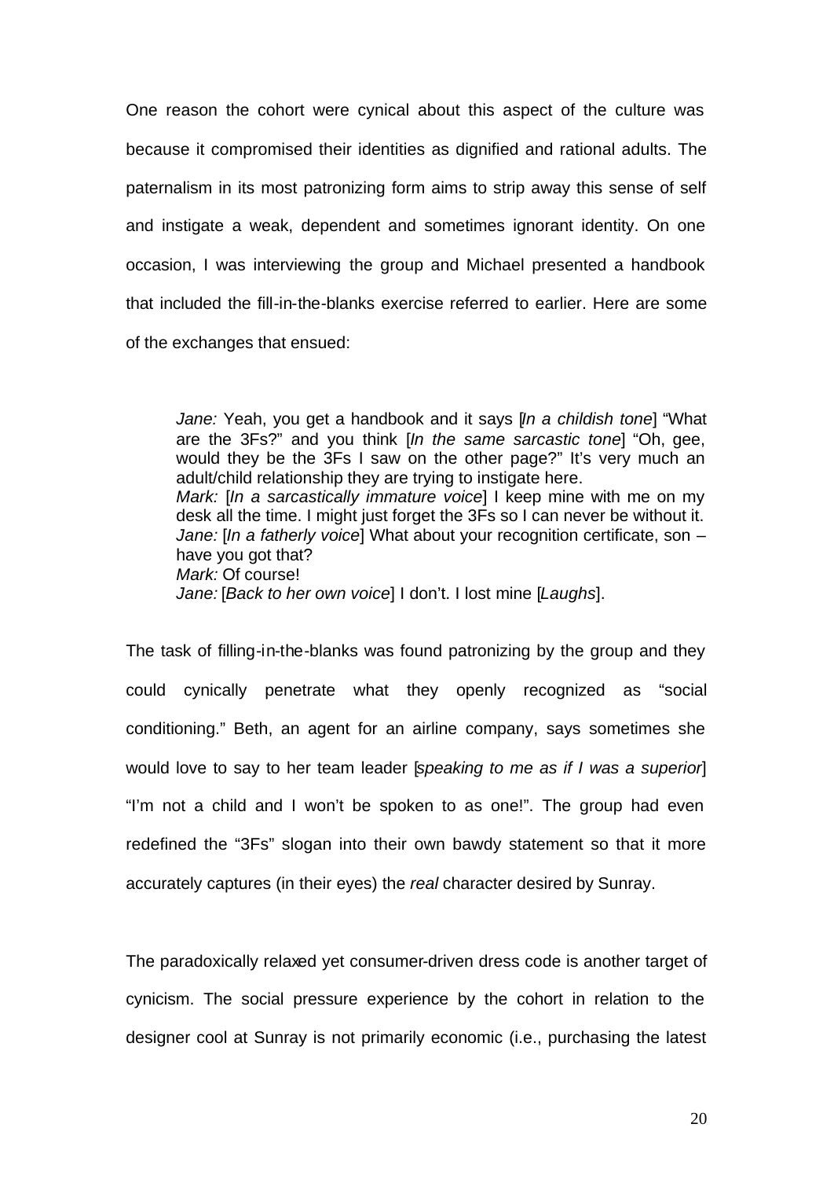One reason the cohort were cynical about this aspect of the culture was because it compromised their identities as dignified and rational adults. The paternalism in its most patronizing form aims to strip away this sense of self and instigate a weak, dependent and sometimes ignorant identity. On one occasion, I was interviewing the group and Michael presented a handbook that included the fill-in-the-blanks exercise referred to earlier. Here are some of the exchanges that ensued:

> *Jane:* Yeah, you get a handbook and it says [*In a childish tone*] "What are the 3Fs?" and you think [*In the same sarcastic tone*] "Oh, gee, would they be the 3Fs I saw on the other page?" It's very much an adult/child relationship they are trying to instigate here.
> *Mark:* [*In a sarcastically immature voice*] I keep mine with me on my desk all the time. I might just forget the 3Fs so I can never be without it.
> *Jane:* [*In a fatherly voice*] What about your recognition certificate, son – have you got that?
> *Mark:* Of course!
> *Jane:* [*Back to her own voice*] I don't. I lost mine [*Laughs*].

The task of filling-in-the-blanks was found patronizing by the group and they could cynically penetrate what they openly recognized as "social conditioning." Beth, an agent for an airline company, says sometimes she would love to say to her team leader [*speaking to me as if I was a superior*] "I'm not a child and I won't be spoken to as one!". The group had even redefined the "3Fs" slogan into their own bawdy statement so that it more accurately captures (in their eyes) the *real* character desired by Sunray.

The paradoxically relaxed yet consumer-driven dress code is another target of cynicism. The social pressure experience by the cohort in relation to the designer cool at Sunray is not primarily economic (i.e., purchasing the latest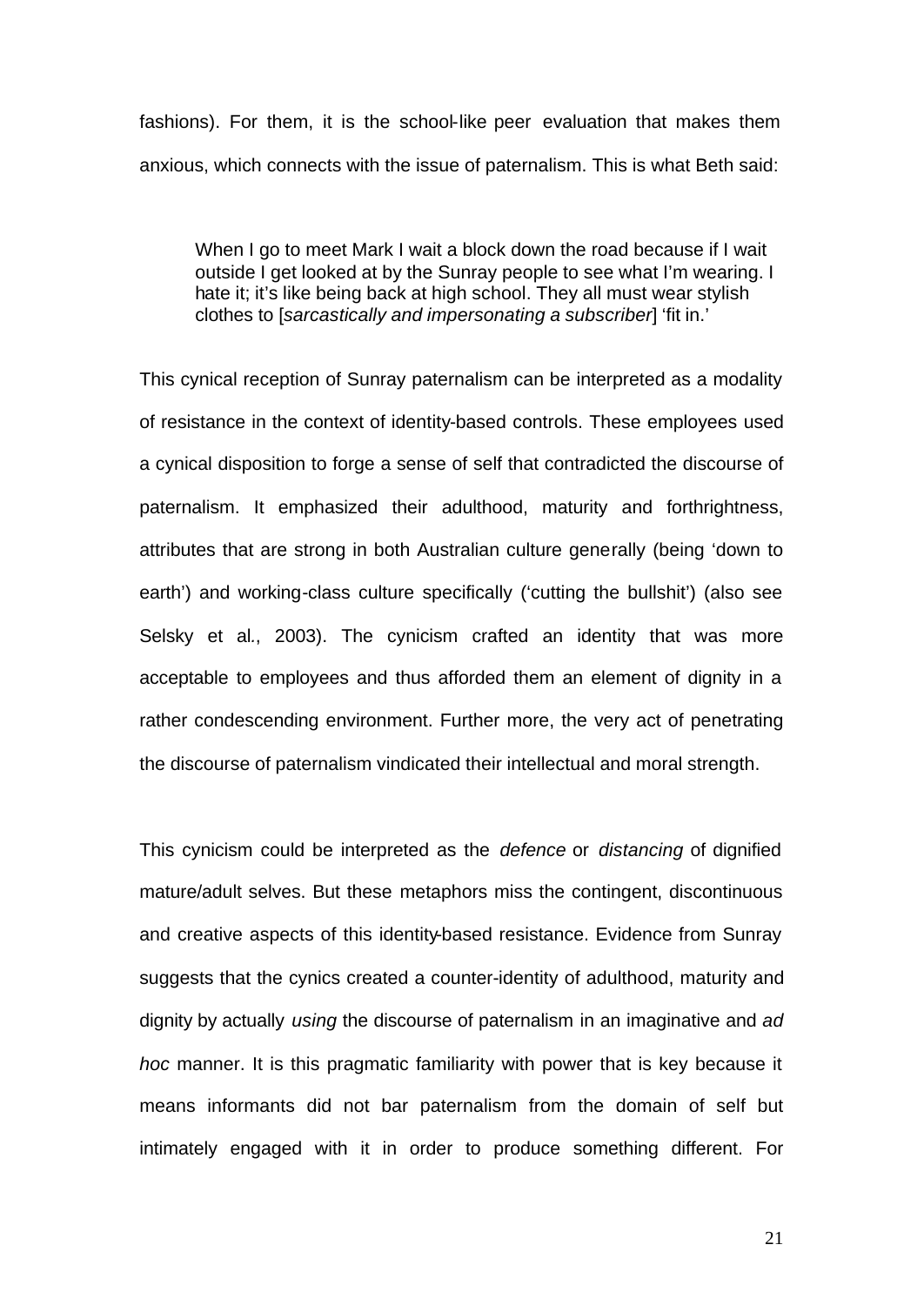fashions). For them, it is the school-like peer evaluation that makes them anxious, which connects with the issue of paternalism. This is what Beth said:

> When I go to meet Mark I wait a block down the road because if I wait outside I get looked at by the Sunray people to see what I'm wearing. I hate it; it's like being back at high school. They all must wear stylish clothes to [*sarcastically and impersonating a subscriber*] 'fit in.'

This cynical reception of Sunray paternalism can be interpreted as a modality of resistance in the context of identity-based controls. These employees used a cynical disposition to forge a sense of self that contradicted the discourse of paternalism. It emphasized their adulthood, maturity and forthrightness, attributes that are strong in both Australian culture generally (being 'down to earth') and working-class culture specifically ('cutting the bullshit') (also see Selsky et al., 2003). The cynicism crafted an identity that was more acceptable to employees and thus afforded them an element of dignity in a rather condescending environment. Further more, the very act of penetrating the discourse of paternalism vindicated their intellectual and moral strength.

This cynicism could be interpreted as the *defence* or *distancing* of dignified mature/adult selves. But these metaphors miss the contingent, discontinuous and creative aspects of this identity-based resistance. Evidence from Sunray suggests that the cynics created a counter-identity of adulthood, maturity and dignity by actually *using* the discourse of paternalism in an imaginative and *ad hoc* manner. It is this pragmatic familiarity with power that is key because it means informants did not bar paternalism from the domain of self but intimately engaged with it in order to produce something different. For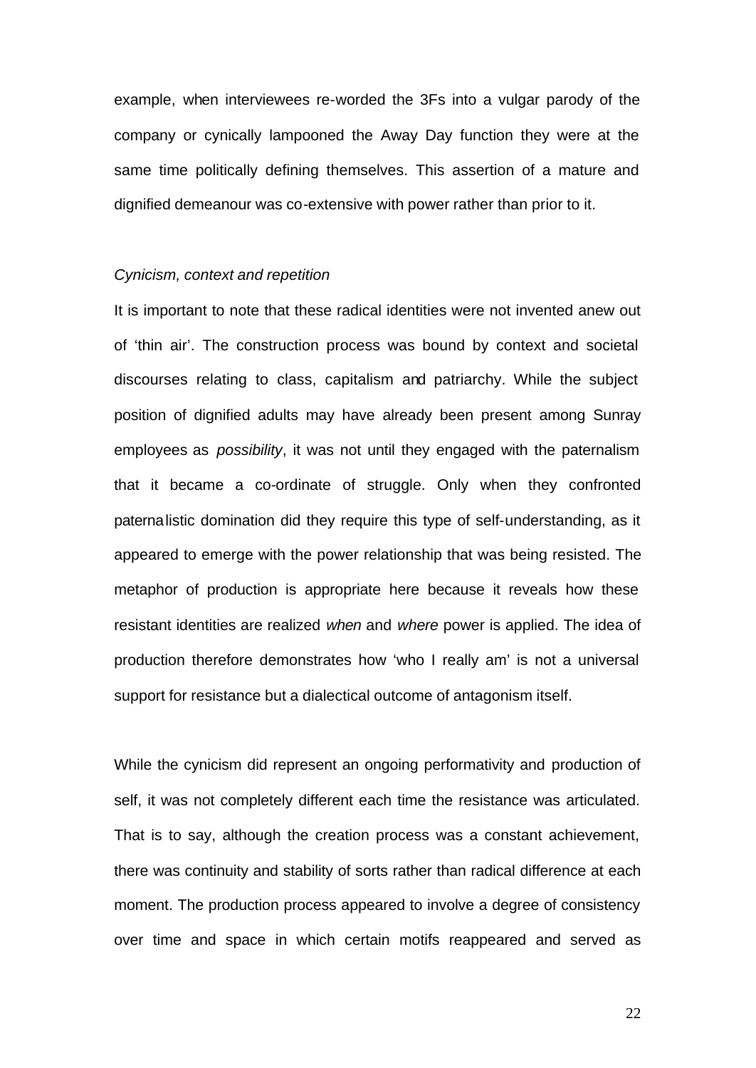example, when interviewees re-worded the 3Fs into a vulgar parody of the company or cynically lampooned the Away Day function they were at the same time politically defining themselves. This assertion of a mature and dignified demeanour was co-extensive with power rather than prior to it.

### *Cynicism, context and repetition*

It is important to note that these radical identities were not invented anew out of 'thin air'. The construction process was bound by context and societal discourses relating to class, capitalism and patriarchy. While the subject position of dignified adults may have already been present among Sunray employees as *possibility*, it was not until they engaged with the paternalism that it became a co-ordinate of struggle. Only when they confronted paternalistic domination did they require this type of self-understanding, as it appeared to emerge with the power relationship that was being resisted. The metaphor of production is appropriate here because it reveals how these resistant identities are realized *when* and *where* power is applied. The idea of production therefore demonstrates how 'who I really am' is not a universal support for resistance but a dialectical outcome of antagonism itself.

While the cynicism did represent an ongoing performativity and production of self, it was not completely different each time the resistance was articulated. That is to say, although the creation process was a constant achievement, there was continuity and stability of sorts rather than radical difference at each moment. The production process appeared to involve a degree of consistency over time and space in which certain motifs reappeared and served as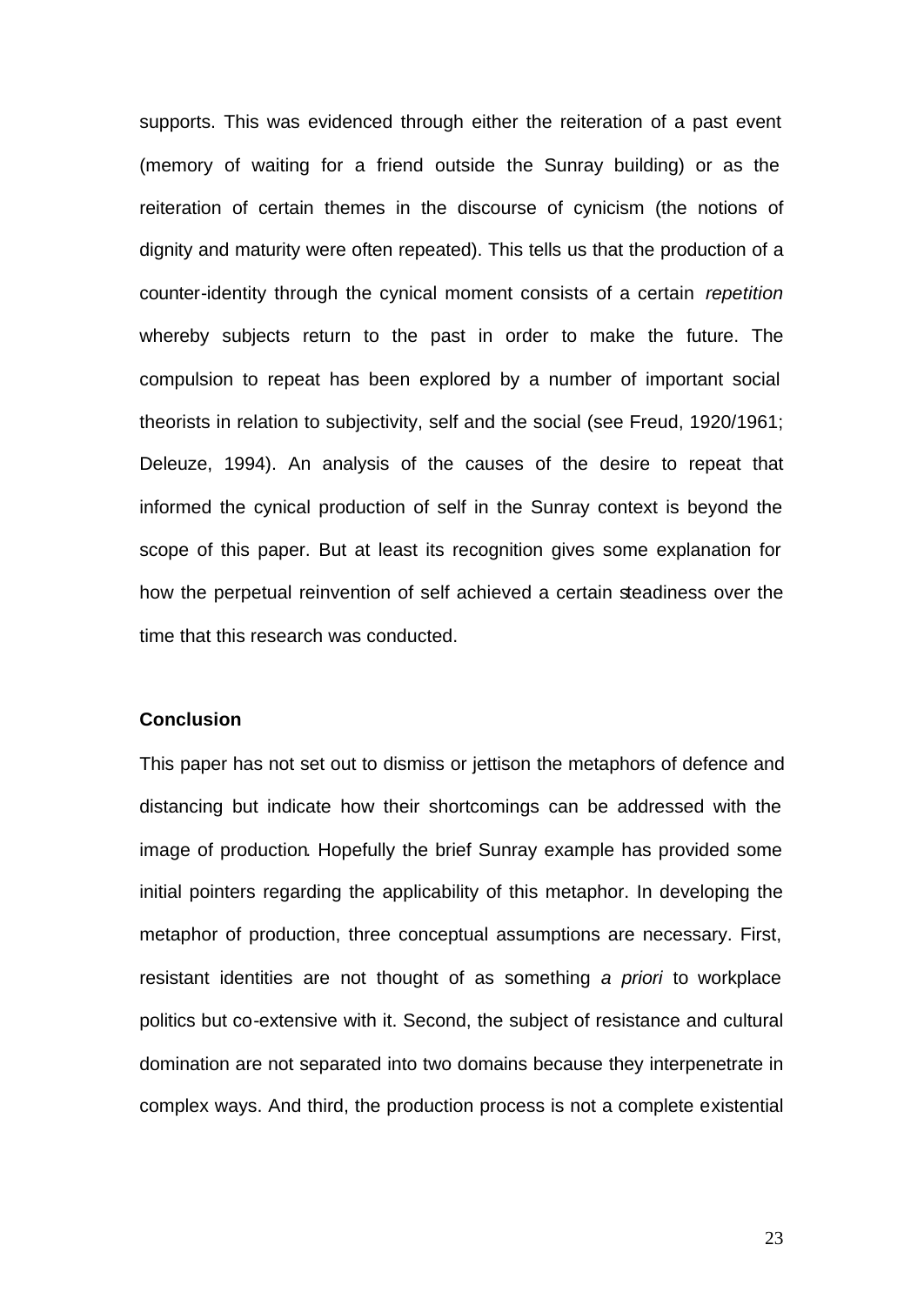supports. This was evidenced through either the reiteration of a past event (memory of waiting for a friend outside the Sunray building) or as the reiteration of certain themes in the discourse of cynicism (the notions of dignity and maturity were often repeated). This tells us that the production of a counter-identity through the cynical moment consists of a certain *repetition* whereby subjects return to the past in order to make the future. The compulsion to repeat has been explored by a number of important social theorists in relation to subjectivity, self and the social (see Freud, 1920/1961; Deleuze, 1994). An analysis of the causes of the desire to repeat that informed the cynical production of self in the Sunray context is beyond the scope of this paper. But at least its recognition gives some explanation for how the perpetual reinvention of self achieved a certain steadiness over the time that this research was conducted.

### Conclusion

This paper has not set out to dismiss or jettison the metaphors of defence and distancing but indicate how their shortcomings can be addressed with the image of production. Hopefully the brief Sunray example has provided some initial pointers regarding the applicability of this metaphor. In developing the metaphor of production, three conceptual assumptions are necessary. First, resistant identities are not thought of as something *a priori* to workplace politics but co-extensive with it. Second, the subject of resistance and cultural domination are not separated into two domains because they interpenetrate in complex ways. And third, the production process is not a complete existential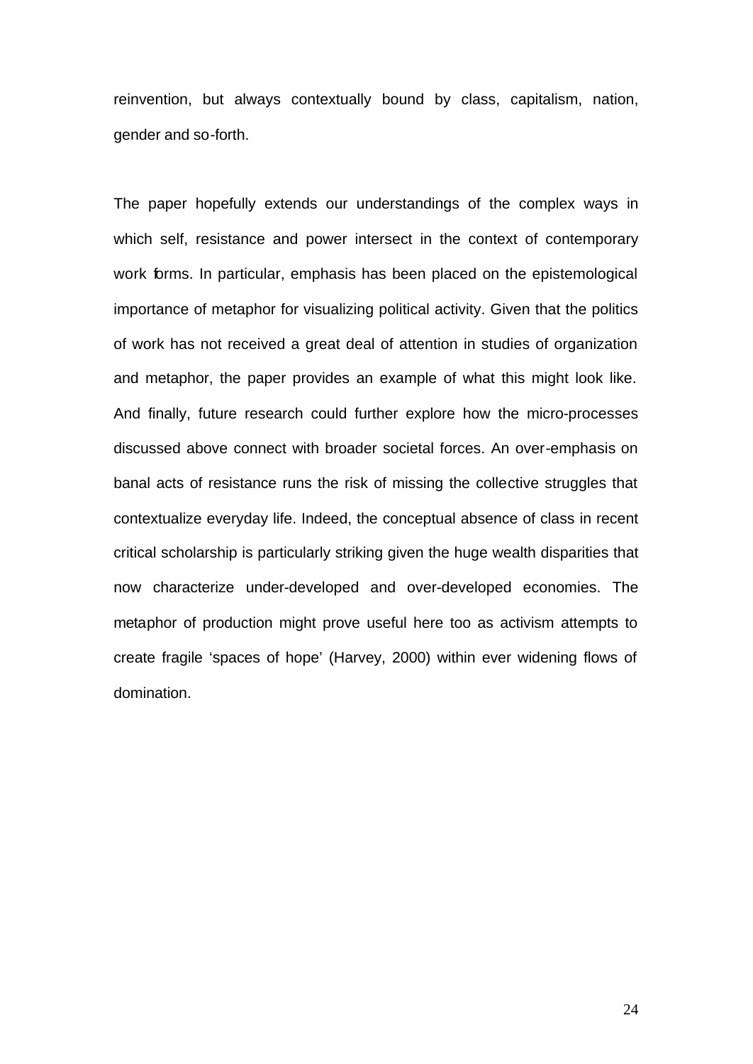reinvention, but always contextually bound by class, capitalism, nation, gender and so-forth.

The paper hopefully extends our understandings of the complex ways in which self, resistance and power intersect in the context of contemporary work forms. In particular, emphasis has been placed on the epistemological importance of metaphor for visualizing political activity. Given that the politics of work has not received a great deal of attention in studies of organization and metaphor, the paper provides an example of what this might look like. And finally, future research could further explore how the micro-processes discussed above connect with broader societal forces. An over-emphasis on banal acts of resistance runs the risk of missing the collective struggles that contextualize everyday life. Indeed, the conceptual absence of class in recent critical scholarship is particularly striking given the huge wealth disparities that now characterize under-developed and over-developed economies. The metaphor of production might prove useful here too as activism attempts to create fragile 'spaces of hope' (Harvey, 2000) within ever widening flows of domination.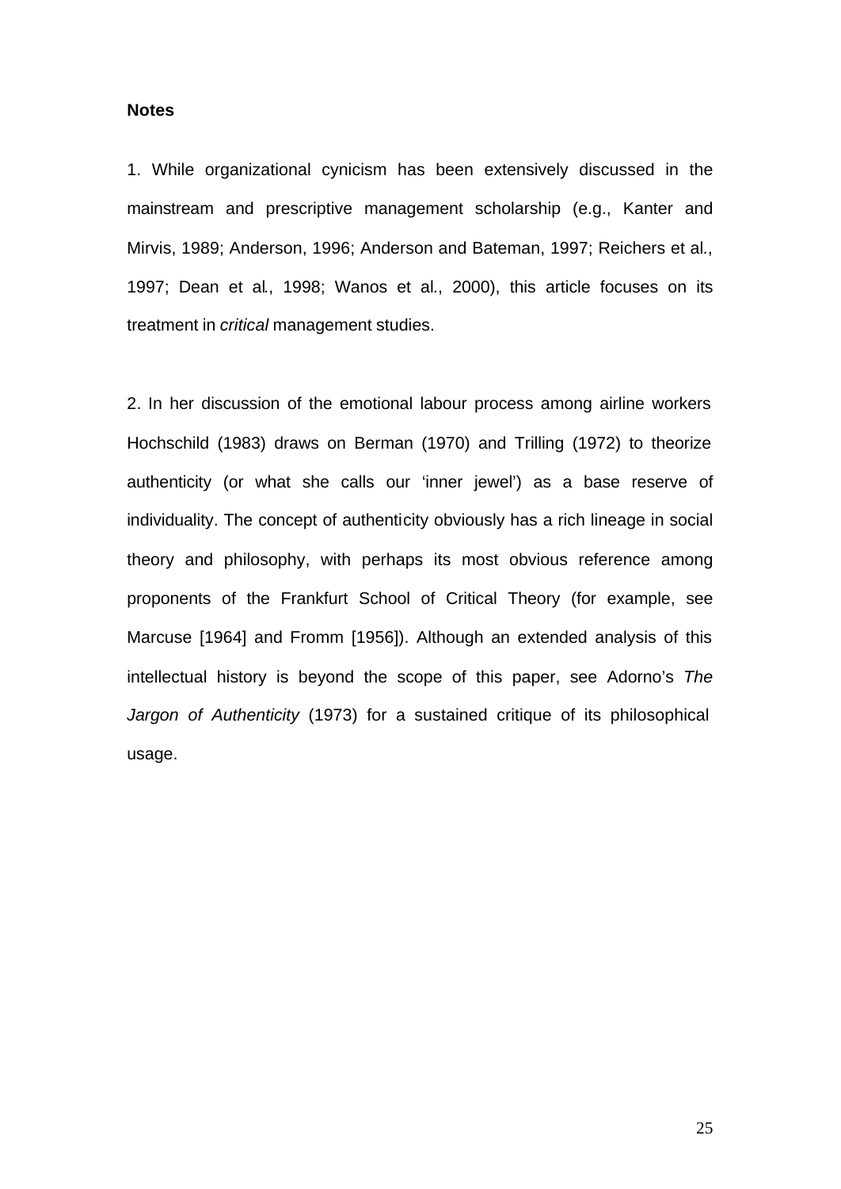**Notes**

1. While organizational cynicism has been extensively discussed in the mainstream and prescriptive management scholarship (e.g., Kanter and Mirvis, 1989; Anderson, 1996; Anderson and Bateman, 1997; Reichers et al., 1997; Dean et al., 1998; Wanos et al., 2000), this article focuses on its treatment in *critical* management studies.

2. In her discussion of the emotional labour process among airline workers Hochschild (1983) draws on Berman (1970) and Trilling (1972) to theorize authenticity (or what she calls our 'inner jewel') as a base reserve of individuality. The concept of authenticity obviously has a rich lineage in social theory and philosophy, with perhaps its most obvious reference among proponents of the Frankfurt School of Critical Theory (for example, see Marcuse [1964] and Fromm [1956]). Although an extended analysis of this intellectual history is beyond the scope of this paper, see Adorno's *The Jargon of Authenticity* (1973) for a sustained critique of its philosophical usage.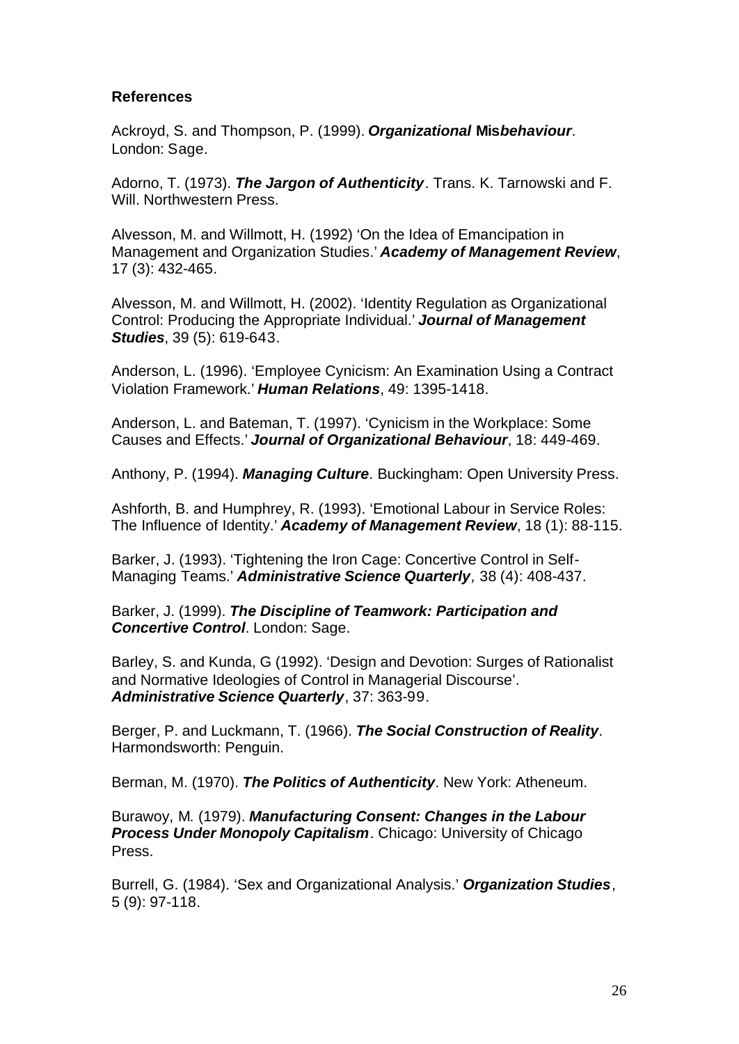**References**

Ackroyd, S. and Thompson, P. (1999). ***Organizational* Mis*behaviour***. London: Sage.

Adorno, T. (1973). ***The Jargon of Authenticity***. Trans. K. Tarnowski and F. Will. Northwestern Press.

Alvesson, M. and Willmott, H. (1992) 'On the Idea of Emancipation in Management and Organization Studies.' ***Academy of Management Review***, 17 (3): 432-465.

Alvesson, M. and Willmott, H. (2002). 'Identity Regulation as Organizational Control: Producing the Appropriate Individual.' ***Journal of Management Studies***, 39 (5): 619-643.

Anderson, L. (1996). 'Employee Cynicism: An Examination Using a Contract Violation Framework.' ***Human Relations***, 49: 1395-1418.

Anderson, L. and Bateman, T. (1997). 'Cynicism in the Workplace: Some Causes and Effects.' ***Journal of Organizational Behaviour***, 18: 449-469.

Anthony, P. (1994). ***Managing Culture***. Buckingham: Open University Press.

Ashforth, B. and Humphrey, R. (1993). 'Emotional Labour in Service Roles: The Influence of Identity.' ***Academy of Management Review***, 18 (1): 88-115.

Barker, J. (1993). 'Tightening the Iron Cage: Concertive Control in Self-Managing Teams.' ***Administrative Science Quarterly***, 38 (4): 408-437.

Barker, J. (1999). ***The Discipline of Teamwork: Participation and Concertive Control***. London: Sage.

Barley, S. and Kunda, G (1992). 'Design and Devotion: Surges of Rationalist and Normative Ideologies of Control in Managerial Discourse'. ***Administrative Science Quarterly***, 37: 363-99.

Berger, P. and Luckmann, T. (1966). ***The Social Construction of Reality***. Harmondsworth: Penguin.

Berman, M. (1970). ***The Politics of Authenticity***. New York: Atheneum.

Burawoy, M. (1979). ***Manufacturing Consent: Changes in the Labour Process Under Monopoly Capitalism***. Chicago: University of Chicago Press.

Burrell, G. (1984). 'Sex and Organizational Analysis.' ***Organization Studies***, 5 (9): 97-118.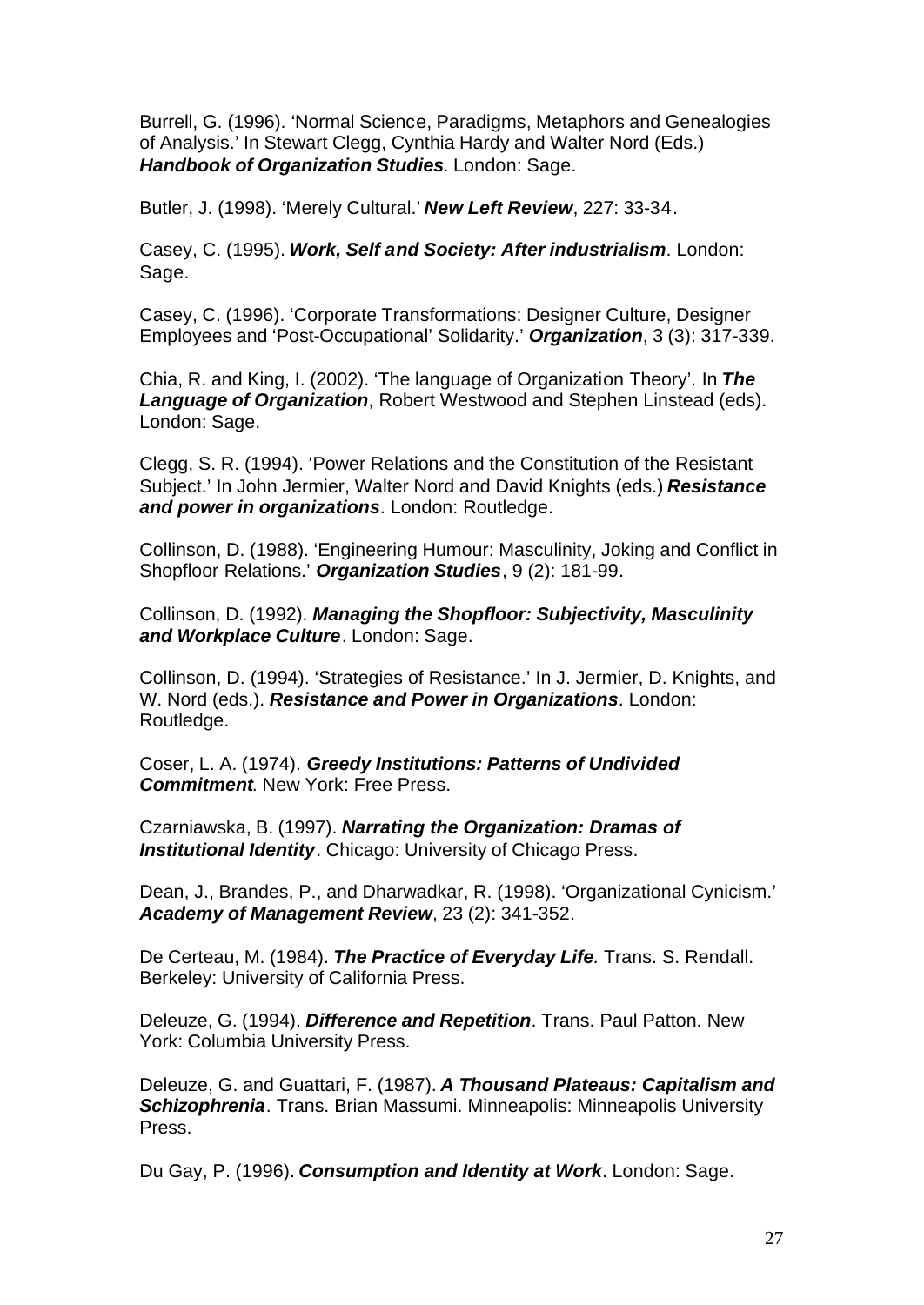Burrell, G. (1996). 'Normal Science, Paradigms, Metaphors and Genealogies of Analysis.' In Stewart Clegg, Cynthia Hardy and Walter Nord (Eds.) ***Handbook of Organization Studies***. London: Sage.

Butler, J. (1998). 'Merely Cultural.' ***New Left Review***, 227: 33-34.

Casey, C. (1995). ***Work, Self and Society: After industrialism***. London: Sage.

Casey, C. (1996). 'Corporate Transformations: Designer Culture, Designer Employees and 'Post-Occupational' Solidarity.' ***Organization***, 3 (3): 317-339.

Chia, R. and King, I. (2002). 'The language of Organization Theory'. In ***The Language of Organization***, Robert Westwood and Stephen Linstead (eds). London: Sage.

Clegg, S. R. (1994). 'Power Relations and the Constitution of the Resistant Subject.' In John Jermier, Walter Nord and David Knights (eds.) ***Resistance and power in organizations***. London: Routledge.

Collinson, D. (1988). 'Engineering Humour: Masculinity, Joking and Conflict in Shopfloor Relations.' ***Organization Studies***, 9 (2): 181-99.

Collinson, D. (1992). ***Managing the Shopfloor: Subjectivity, Masculinity and Workplace Culture***. London: Sage.

Collinson, D. (1994). 'Strategies of Resistance.' In J. Jermier, D. Knights, and W. Nord (eds.). ***Resistance and Power in Organizations***. London: Routledge.

Coser, L. A. (1974). ***Greedy Institutions: Patterns of Undivided Commitment***. New York: Free Press.

Czarniawska, B. (1997). ***Narrating the Organization: Dramas of Institutional Identity***. Chicago: University of Chicago Press.

Dean, J., Brandes, P., and Dharwadkar, R. (1998). 'Organizational Cynicism.' ***Academy of Management Review***, 23 (2): 341-352.

De Certeau, M. (1984). ***The Practice of Everyday Life***. Trans. S. Rendall. Berkeley: University of California Press.

Deleuze, G. (1994). ***Difference and Repetition***. Trans. Paul Patton. New York: Columbia University Press.

Deleuze, G. and Guattari, F. (1987). ***A Thousand Plateaus: Capitalism and Schizophrenia***. Trans. Brian Massumi. Minneapolis: Minneapolis University Press.

Du Gay, P. (1996). ***Consumption and Identity at Work***. London: Sage.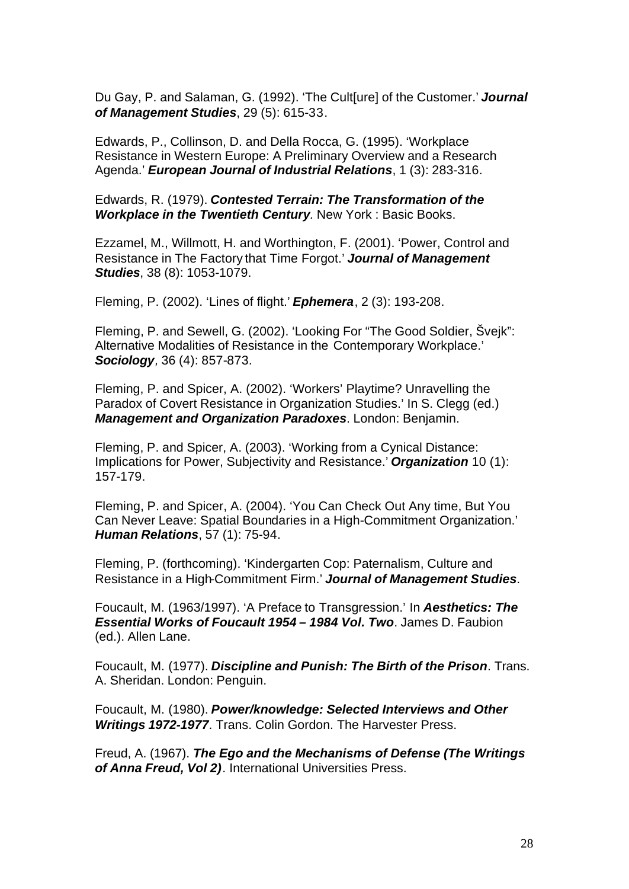Du Gay, P. and Salaman, G. (1992). 'The Cult[ure] of the Customer.' ***Journal of Management Studies***, 29 (5): 615-33.

Edwards, P., Collinson, D. and Della Rocca, G. (1995). 'Workplace Resistance in Western Europe: A Preliminary Overview and a Research Agenda.' ***European Journal of Industrial Relations***, 1 (3): 283-316.

Edwards, R. (1979). ***Contested Terrain: The Transformation of the Workplace in the Twentieth Century***. New York : Basic Books.

Ezzamel, M., Willmott, H. and Worthington, F. (2001). 'Power, Control and Resistance in The Factory that Time Forgot.' ***Journal of Management Studies***, 38 (8): 1053-1079.

Fleming, P. (2002). 'Lines of flight.' ***Ephemera***, 2 (3): 193-208.

Fleming, P. and Sewell, G. (2002). 'Looking For "The Good Soldier, Švejk": Alternative Modalities of Resistance in the Contemporary Workplace.' ***Sociology***, 36 (4): 857-873.

Fleming, P. and Spicer, A. (2002). 'Workers' Playtime? Unravelling the Paradox of Covert Resistance in Organization Studies.' In S. Clegg (ed.) ***Management and Organization Paradoxes***. London: Benjamin.

Fleming, P. and Spicer, A. (2003). 'Working from a Cynical Distance: Implications for Power, Subjectivity and Resistance.' ***Organization*** 10 (1): 157-179.

Fleming, P. and Spicer, A. (2004). 'You Can Check Out Any time, But You Can Never Leave: Spatial Boundaries in a High-Commitment Organization.' ***Human Relations***, 57 (1): 75-94.

Fleming, P. (forthcoming). 'Kindergarten Cop: Paternalism, Culture and Resistance in a High-Commitment Firm.' ***Journal of Management Studies***.

Foucault, M. (1963/1997). 'A Preface to Transgression.' In ***Aesthetics: The Essential Works of Foucault 1954 – 1984 Vol. Two***. James D. Faubion (ed.). Allen Lane.

Foucault, M. (1977). ***Discipline and Punish: The Birth of the Prison***. Trans. A. Sheridan. London: Penguin.

Foucault, M. (1980). ***Power/knowledge: Selected Interviews and Other Writings 1972-1977***. Trans. Colin Gordon. The Harvester Press.

Freud, A. (1967). ***The Ego and the Mechanisms of Defense (The Writings of Anna Freud, Vol 2)***. International Universities Press.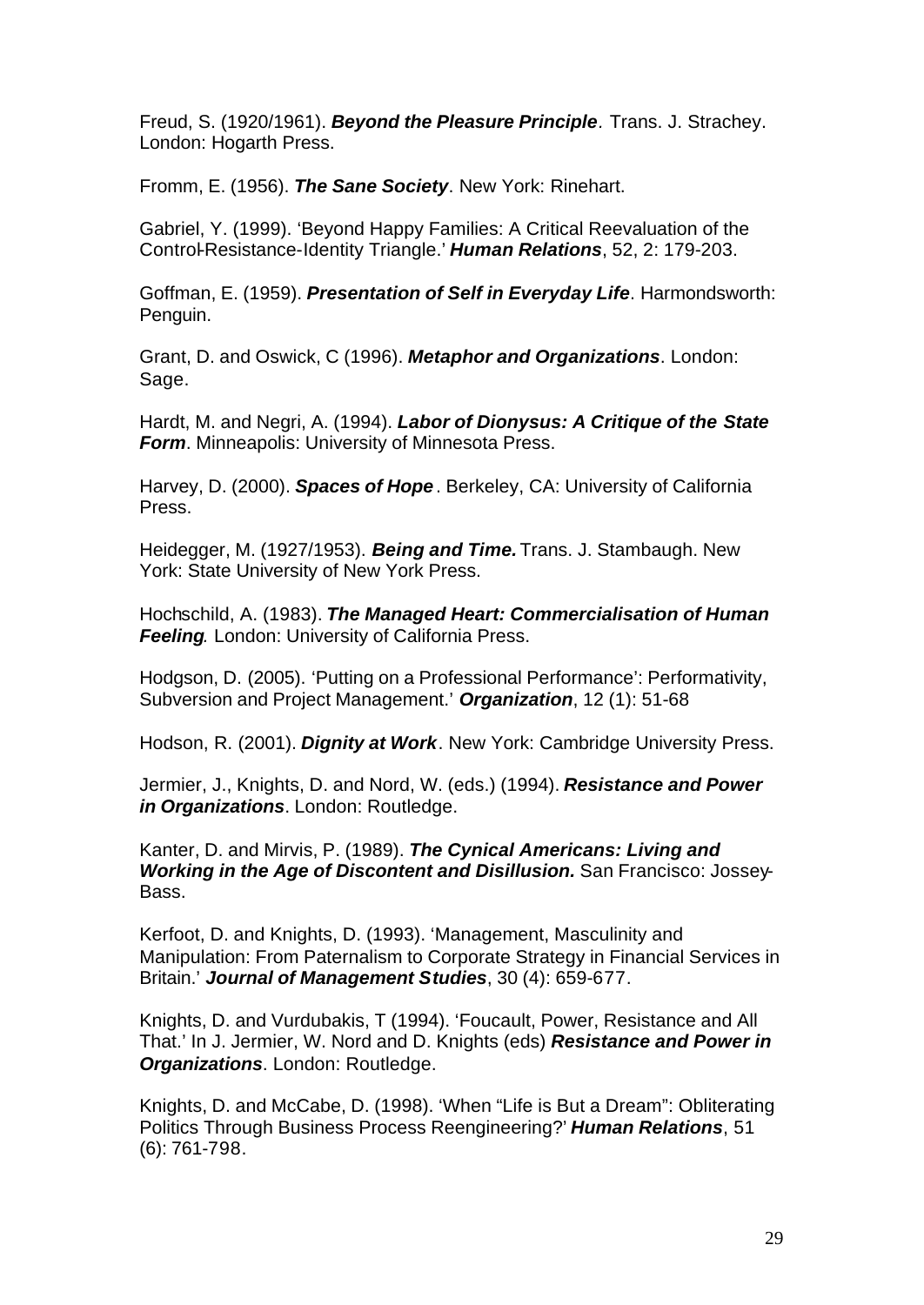Freud, S. (1920/1961). ***Beyond the Pleasure Principle***. Trans. J. Strachey. London: Hogarth Press.

Fromm, E. (1956). ***The Sane Society***. New York: Rinehart.

Gabriel, Y. (1999). 'Beyond Happy Families: A Critical Reevaluation of the Control-Resistance-Identity Triangle.' ***Human Relations***, 52, 2: 179-203.

Goffman, E. (1959). ***Presentation of Self in Everyday Life***. Harmondsworth: Penguin.

Grant, D. and Oswick, C (1996). ***Metaphor and Organizations***. London: Sage.

Hardt, M. and Negri, A. (1994). ***Labor of Dionysus: A Critique of the State Form***. Minneapolis: University of Minnesota Press.

Harvey, D. (2000). ***Spaces of Hope***. Berkeley, CA: University of California Press.

Heidegger, M. (1927/1953). ***Being and Time.*** Trans. J. Stambaugh. New York: State University of New York Press.

Hochschild, A. (1983). ***The Managed Heart: Commercialisation of Human Feeling***. London: University of California Press.

Hodgson, D. (2005). 'Putting on a Professional Performance': Performativity, Subversion and Project Management.' ***Organization***, 12 (1): 51-68

Hodson, R. (2001). ***Dignity at Work***. New York: Cambridge University Press.

Jermier, J., Knights, D. and Nord, W. (eds.) (1994). ***Resistance and Power in Organizations***. London: Routledge.

Kanter, D. and Mirvis, P. (1989). ***The Cynical Americans: Living and Working in the Age of Discontent and Disillusion.*** San Francisco: Jossey-Bass.

Kerfoot, D. and Knights, D. (1993). 'Management, Masculinity and Manipulation: From Paternalism to Corporate Strategy in Financial Services in Britain.' ***Journal of Management Studies***, 30 (4): 659-677.

Knights, D. and Vurdubakis, T (1994). 'Foucault, Power, Resistance and All That.' In J. Jermier, W. Nord and D. Knights (eds) ***Resistance and Power in Organizations***. London: Routledge.

Knights, D. and McCabe, D. (1998). 'When "Life is But a Dream": Obliterating Politics Through Business Process Reengineering?' ***Human Relations***, 51 (6): 761-798.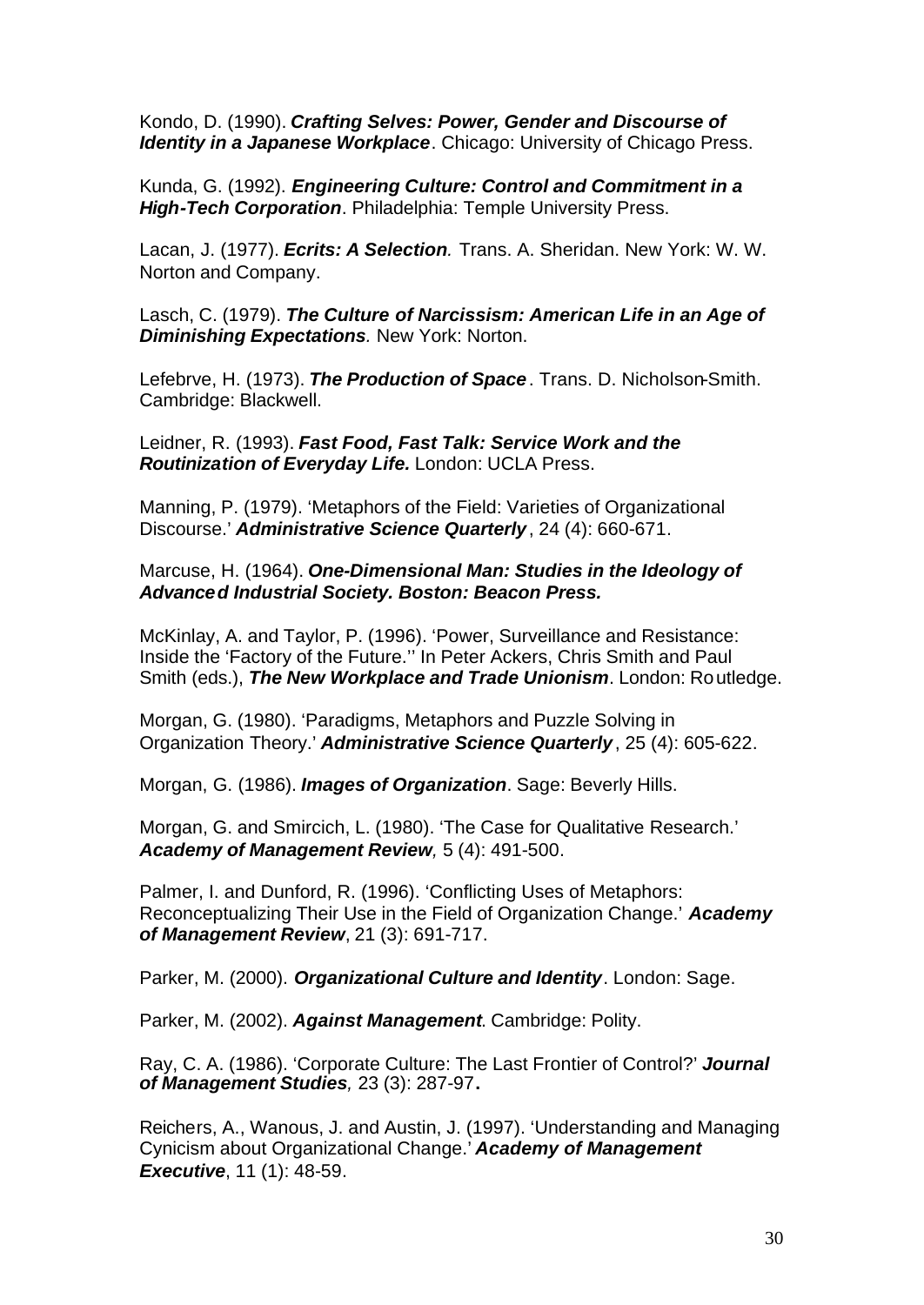Kondo, D. (1990). ***Crafting Selves: Power, Gender and Discourse of Identity in a Japanese Workplace***. Chicago: University of Chicago Press.

Kunda, G. (1992). ***Engineering Culture: Control and Commitment in a High-Tech Corporation***. Philadelphia: Temple University Press.

Lacan, J. (1977). ***Ecrits: A Selection.*** Trans. A. Sheridan. New York: W. W. Norton and Company.

Lasch, C. (1979). ***The Culture of Narcissism: American Life in an Age of Diminishing Expectations.*** New York: Norton.

Lefebrve, H. (1973). ***The Production of Space***. Trans. D. Nicholson-Smith. Cambridge: Blackwell.

Leidner, R. (1993). ***Fast Food, Fast Talk: Service Work and the Routinization of Everyday Life.*** London: UCLA Press.

Manning, P. (1979). 'Metaphors of the Field: Varieties of Organizational Discourse.' ***Administrative Science Quarterly***, 24 (4): 660-671.

Marcuse, H. (1964). ***One-Dimensional Man: Studies in the Ideology of Advanced Industrial Society. Boston: Beacon Press.***

McKinlay, A. and Taylor, P. (1996). 'Power, Surveillance and Resistance: Inside the 'Factory of the Future.'' In Peter Ackers, Chris Smith and Paul Smith (eds.), ***The New Workplace and Trade Unionism***. London: Routledge.

Morgan, G. (1980). 'Paradigms, Metaphors and Puzzle Solving in Organization Theory.' ***Administrative Science Quarterly***, 25 (4): 605-622.

Morgan, G. (1986). ***Images of Organization***. Sage: Beverly Hills.

Morgan, G. and Smircich, L. (1980). 'The Case for Qualitative Research.' ***Academy of Management Review,*** 5 (4): 491-500.

Palmer, I. and Dunford, R. (1996). 'Conflicting Uses of Metaphors: Reconceptualizing Their Use in the Field of Organization Change.' ***Academy of Management Review***, 21 (3): 691-717.

Parker, M. (2000). ***Organizational Culture and Identity***. London: Sage.

Parker, M. (2002). ***Against Management***. Cambridge: Polity.

Ray, C. A. (1986). 'Corporate Culture: The Last Frontier of Control?' ***Journal of Management Studies,*** 23 (3): 287-97**.**

Reichers, A., Wanous, J. and Austin, J. (1997). 'Understanding and Managing Cynicism about Organizational Change.' ***Academy of Management Executive***, 11 (1): 48-59.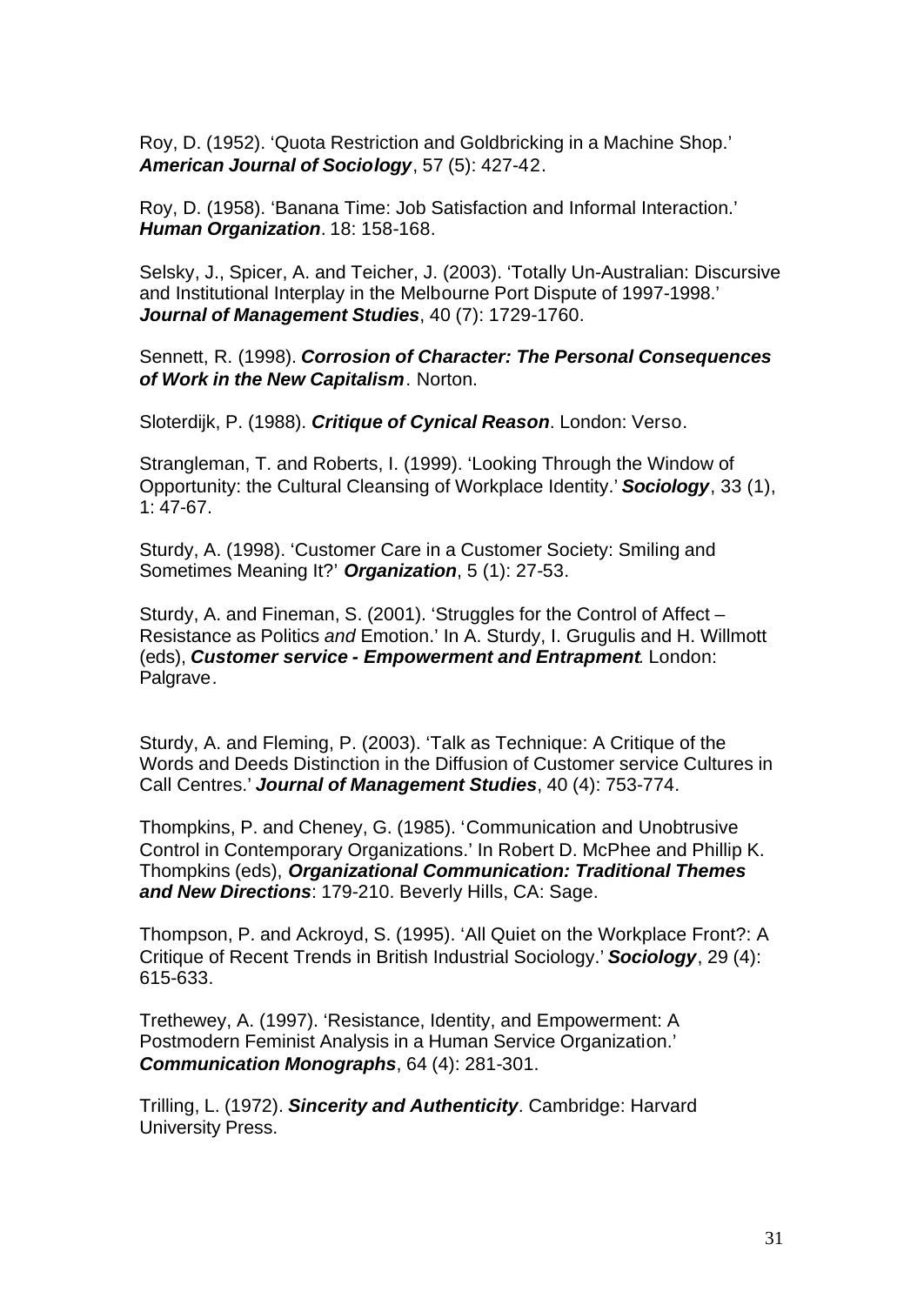Roy, D. (1952). 'Quota Restriction and Goldbricking in a Machine Shop.' ***American Journal of Sociology***, 57 (5): 427-42.

Roy, D. (1958). 'Banana Time: Job Satisfaction and Informal Interaction.' ***Human Organization***. 18: 158-168.

Selsky, J., Spicer, A. and Teicher, J. (2003). 'Totally Un-Australian: Discursive and Institutional Interplay in the Melbourne Port Dispute of 1997-1998.' ***Journal of Management Studies***, 40 (7): 1729-1760.

Sennett, R. (1998). ***Corrosion of Character: The Personal Consequences of Work in the New Capitalism***. Norton.

Sloterdijk, P. (1988). ***Critique of Cynical Reason***. London: Verso.

Strangleman, T. and Roberts, I. (1999). 'Looking Through the Window of Opportunity: the Cultural Cleansing of Workplace Identity.' ***Sociology***, 33 (1), 1: 47-67.

Sturdy, A. (1998). 'Customer Care in a Customer Society: Smiling and Sometimes Meaning It?' ***Organization***, 5 (1): 27-53.

Sturdy, A. and Fineman, S. (2001). 'Struggles for the Control of Affect – Resistance as Politics *and* Emotion.' In A. Sturdy, I. Grugulis and H. Willmott (eds), ***Customer service - Empowerment and Entrapment***. London: Palgrave.

Sturdy, A. and Fleming, P. (2003). 'Talk as Technique: A Critique of the Words and Deeds Distinction in the Diffusion of Customer service Cultures in Call Centres.' ***Journal of Management Studies***, 40 (4): 753-774.

Thompkins, P. and Cheney, G. (1985). 'Communication and Unobtrusive Control in Contemporary Organizations.' In Robert D. McPhee and Phillip K. Thompkins (eds), ***Organizational Communication: Traditional Themes and New Directions***: 179-210. Beverly Hills, CA: Sage.

Thompson, P. and Ackroyd, S. (1995). 'All Quiet on the Workplace Front?: A Critique of Recent Trends in British Industrial Sociology.' ***Sociology***, 29 (4): 615-633.

Trethewey, A. (1997). 'Resistance, Identity, and Empowerment: A Postmodern Feminist Analysis in a Human Service Organization.' ***Communication Monographs***, 64 (4): 281-301.

Trilling, L. (1972). ***Sincerity and Authenticity***. Cambridge: Harvard University Press.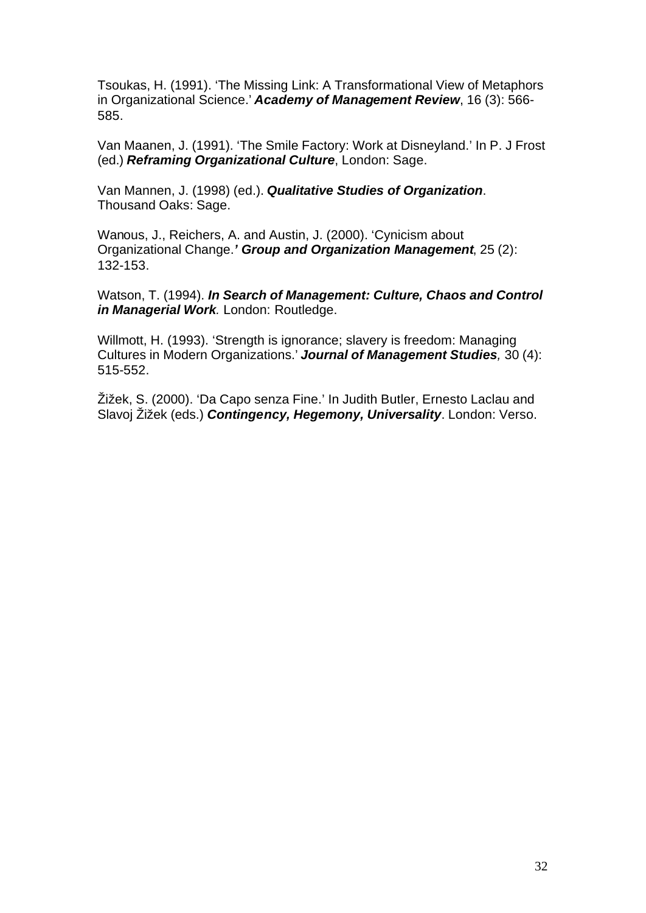Tsoukas, H. (1991). 'The Missing Link: A Transformational View of Metaphors in Organizational Science.' ***Academy of Management Review***, 16 (3): 566-585.

Van Maanen, J. (1991). 'The Smile Factory: Work at Disneyland.' In P. J Frost (ed.) ***Reframing Organizational Culture***, London: Sage.

Van Mannen, J. (1998) (ed.). ***Qualitative Studies of Organization***. Thousand Oaks: Sage.

Wanous, J., Reichers, A. and Austin, J. (2000). 'Cynicism about Organizational Change.***' Group and Organization Management***, 25 (2): 132-153.

Watson, T. (1994). ***In Search of Management: Culture, Chaos and Control in Managerial Work.*** London: Routledge.

Willmott, H. (1993). 'Strength is ignorance; slavery is freedom: Managing Cultures in Modern Organizations.' ***Journal of Management Studies,*** 30 (4): 515-552.

Žižek, S. (2000). 'Da Capo senza Fine.' In Judith Butler, Ernesto Laclau and Slavoj Žižek (eds.) ***Contingency, Hegemony, Universality***. London: Verso.